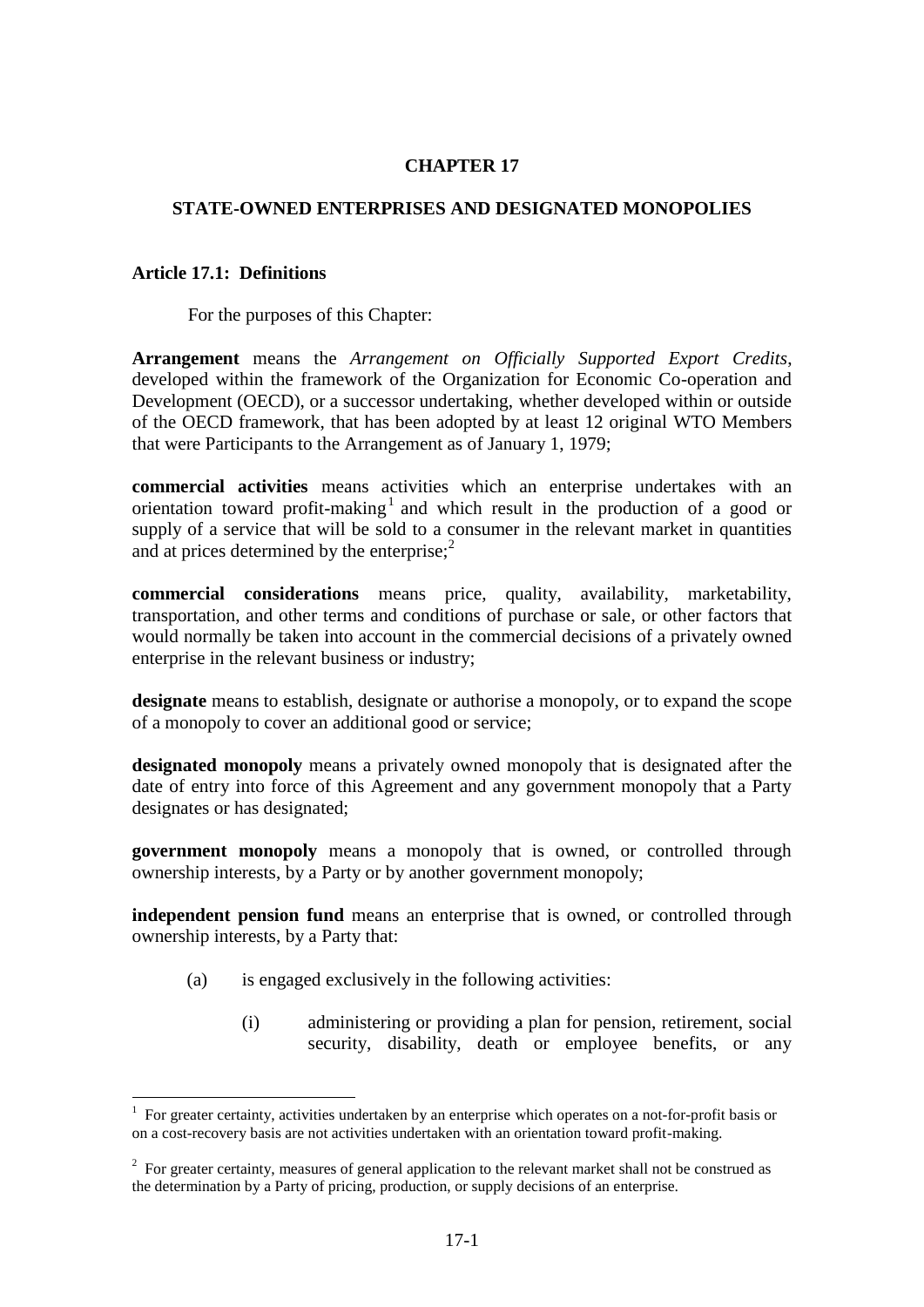# CHAPTER 17

## STATE-OWNED ENTERPRISES AND DESIGNATED MONOPOLIES

### Article 17.1: Definitions

For the purposes of this Chapter:

**Arrangement** means the *Arrangement on Officially Supported Export Credits*, developed within the framework of the Organization for Economic Co-operation and Development (OECD), or a successor undertaking, whether developed within or outside of the OECD framework, that has been adopted by at least 12 original WTO Members that were Participants to the Arrangement as of January 1, 1979;

**commercial activities** means activities which an enterprise undertakes with an orientation toward profit-making[1] and which result in the production of a good or supply of a service that will be sold to a consumer in the relevant market in quantities and at prices determined by the enterprise;[2]

**commercial considerations** means price, quality, availability, marketability, transportation, and other terms and conditions of purchase or sale, or other factors that would normally be taken into account in the commercial decisions of a privately owned enterprise in the relevant business or industry;

**designate** means to establish, designate or authorise a monopoly, or to expand the scope of a monopoly to cover an additional good or service;

**designated monopoly** means a privately owned monopoly that is designated after the date of entry into force of this Agreement and any government monopoly that a Party designates or has designated;

**government monopoly** means a monopoly that is owned, or controlled through ownership interests, by a Party or by another government monopoly;

**independent pension fund** means an enterprise that is owned, or controlled through ownership interests, by a Party that:

(a) is engaged exclusively in the following activities:

(i) administering or providing a plan for pension, retirement, social security, disability, death or employee benefits, or any

---

[1] For greater certainty, activities undertaken by an enterprise which operates on a not-for-profit basis or on a cost-recovery basis are not activities undertaken with an orientation toward profit-making.

[2] For greater certainty, measures of general application to the relevant market shall not be construed as the determination by a Party of pricing, production, or supply decisions of an enterprise.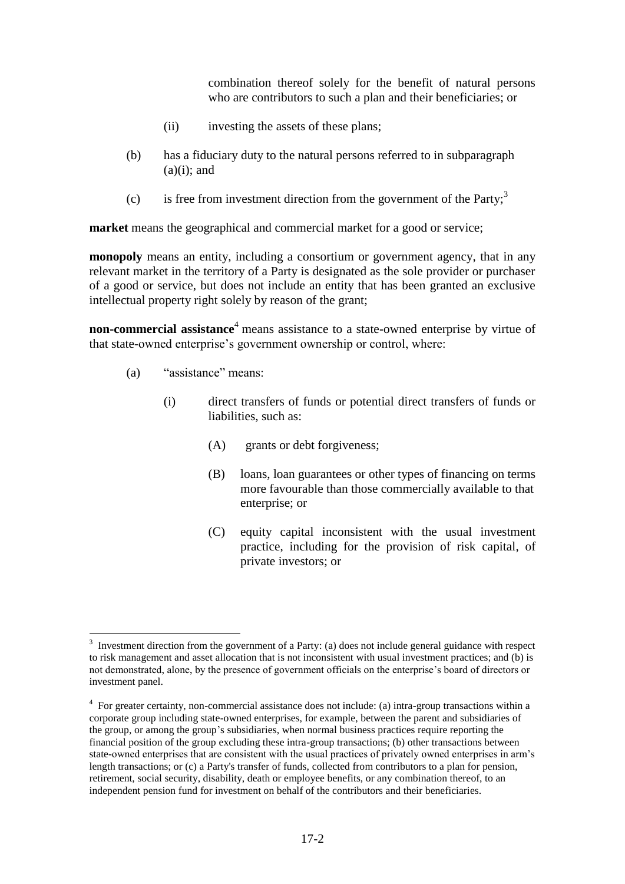combination thereof solely for the benefit of natural persons who are contributors to such a plan and their beneficiaries; or

(ii) investing the assets of these plans;

(b) has a fiduciary duty to the natural persons referred to in subparagraph (a)(i); and

(c) is free from investment direction from the government of the Party;[3]

**market** means the geographical and commercial market for a good or service;

**monopoly** means an entity, including a consortium or government agency, that in any relevant market in the territory of a Party is designated as the sole provider or purchaser of a good or service, but does not include an entity that has been granted an exclusive intellectual property right solely by reason of the grant;

**non-commercial assistance**[4] means assistance to a state-owned enterprise by virtue of that state-owned enterprise's government ownership or control, where:

(a) "assistance" means:

(i) direct transfers of funds or potential direct transfers of funds or liabilities, such as:

(A) grants or debt forgiveness;

(B) loans, loan guarantees or other types of financing on terms more favourable than those commercially available to that enterprise; or

(C) equity capital inconsistent with the usual investment practice, including for the provision of risk capital, of private investors; or

---

[3] Investment direction from the government of a Party: (a) does not include general guidance with respect to risk management and asset allocation that is not inconsistent with usual investment practices; and (b) is not demonstrated, alone, by the presence of government officials on the enterprise's board of directors or investment panel.

[4] For greater certainty, non-commercial assistance does not include: (a) intra-group transactions within a corporate group including state-owned enterprises, for example, between the parent and subsidiaries of the group, or among the group's subsidiaries, when normal business practices require reporting the financial position of the group excluding these intra-group transactions; (b) other transactions between state-owned enterprises that are consistent with the usual practices of privately owned enterprises in arm's length transactions; or (c) a Party's transfer of funds, collected from contributors to a plan for pension, retirement, social security, disability, death or employee benefits, or any combination thereof, to an independent pension fund for investment on behalf of the contributors and their beneficiaries.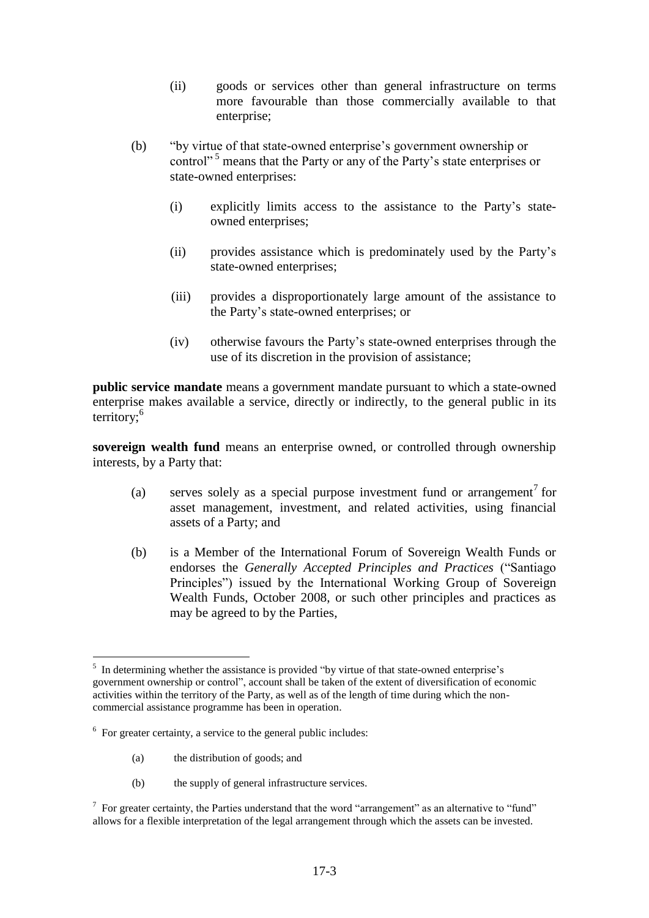(ii) goods or services other than general infrastructure on terms more favourable than those commercially available to that enterprise;

(b) "by virtue of that state-owned enterprise's government ownership or control"[5] means that the Party or any of the Party's state enterprises or state-owned enterprises:

(i) explicitly limits access to the assistance to the Party's state-owned enterprises;

(ii) provides assistance which is predominately used by the Party's state-owned enterprises;

(iii) provides a disproportionately large amount of the assistance to the Party's state-owned enterprises; or

(iv) otherwise favours the Party's state-owned enterprises through the use of its discretion in the provision of assistance;

**public service mandate** means a government mandate pursuant to which a state-owned enterprise makes available a service, directly or indirectly, to the general public in its territory;[6]

**sovereign wealth fund** means an enterprise owned, or controlled through ownership interests, by a Party that:

(a) serves solely as a special purpose investment fund or arrangement[7] for asset management, investment, and related activities, using financial assets of a Party; and

(b) is a Member of the International Forum of Sovereign Wealth Funds or endorses the *Generally Accepted Principles and Practices* ("Santiago Principles") issued by the International Working Group of Sovereign Wealth Funds, October 2008, or such other principles and practices as may be agreed to by the Parties,

---

[5] In determining whether the assistance is provided "by virtue of that state-owned enterprise's government ownership or control", account shall be taken of the extent of diversification of economic activities within the territory of the Party, as well as of the length of time during which the non-commercial assistance programme has been in operation.

[6] For greater certainty, a service to the general public includes:

(a) the distribution of goods; and

(b) the supply of general infrastructure services.

[7] For greater certainty, the Parties understand that the word "arrangement" as an alternative to "fund" allows for a flexible interpretation of the legal arrangement through which the assets can be invested.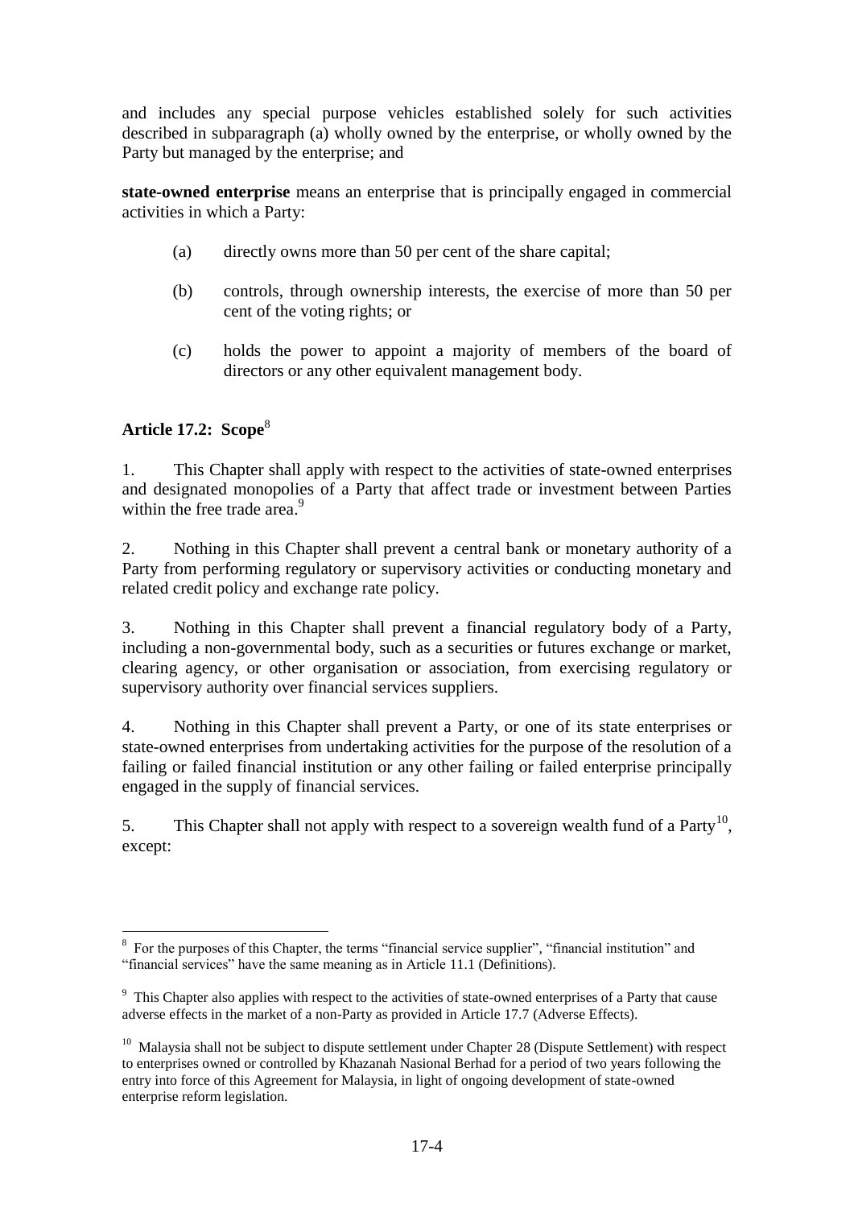and includes any special purpose vehicles established solely for such activities described in subparagraph (a) wholly owned by the enterprise, or wholly owned by the Party but managed by the enterprise; and

**state-owned enterprise** means an enterprise that is principally engaged in commercial activities in which a Party:

(a) directly owns more than 50 per cent of the share capital;

(b) controls, through ownership interests, the exercise of more than 50 per cent of the voting rights; or

(c) holds the power to appoint a majority of members of the board of directors or any other equivalent management body.

**Article 17.2: Scope**[8]

1. This Chapter shall apply with respect to the activities of state-owned enterprises and designated monopolies of a Party that affect trade or investment between Parties within the free trade area.[9]

2. Nothing in this Chapter shall prevent a central bank or monetary authority of a Party from performing regulatory or supervisory activities or conducting monetary and related credit policy and exchange rate policy.

3. Nothing in this Chapter shall prevent a financial regulatory body of a Party, including a non-governmental body, such as a securities or futures exchange or market, clearing agency, or other organisation or association, from exercising regulatory or supervisory authority over financial services suppliers.

4. Nothing in this Chapter shall prevent a Party, or one of its state enterprises or state-owned enterprises from undertaking activities for the purpose of the resolution of a failing or failed financial institution or any other failing or failed enterprise principally engaged in the supply of financial services.

5. This Chapter shall not apply with respect to a sovereign wealth fund of a Party[10], except:

---

[8] For the purposes of this Chapter, the terms "financial service supplier", "financial institution" and "financial services" have the same meaning as in Article 11.1 (Definitions).

[9] This Chapter also applies with respect to the activities of state-owned enterprises of a Party that cause adverse effects in the market of a non-Party as provided in Article 17.7 (Adverse Effects).

[10] Malaysia shall not be subject to dispute settlement under Chapter 28 (Dispute Settlement) with respect to enterprises owned or controlled by Khazanah Nasional Berhad for a period of two years following the entry into force of this Agreement for Malaysia, in light of ongoing development of state-owned enterprise reform legislation.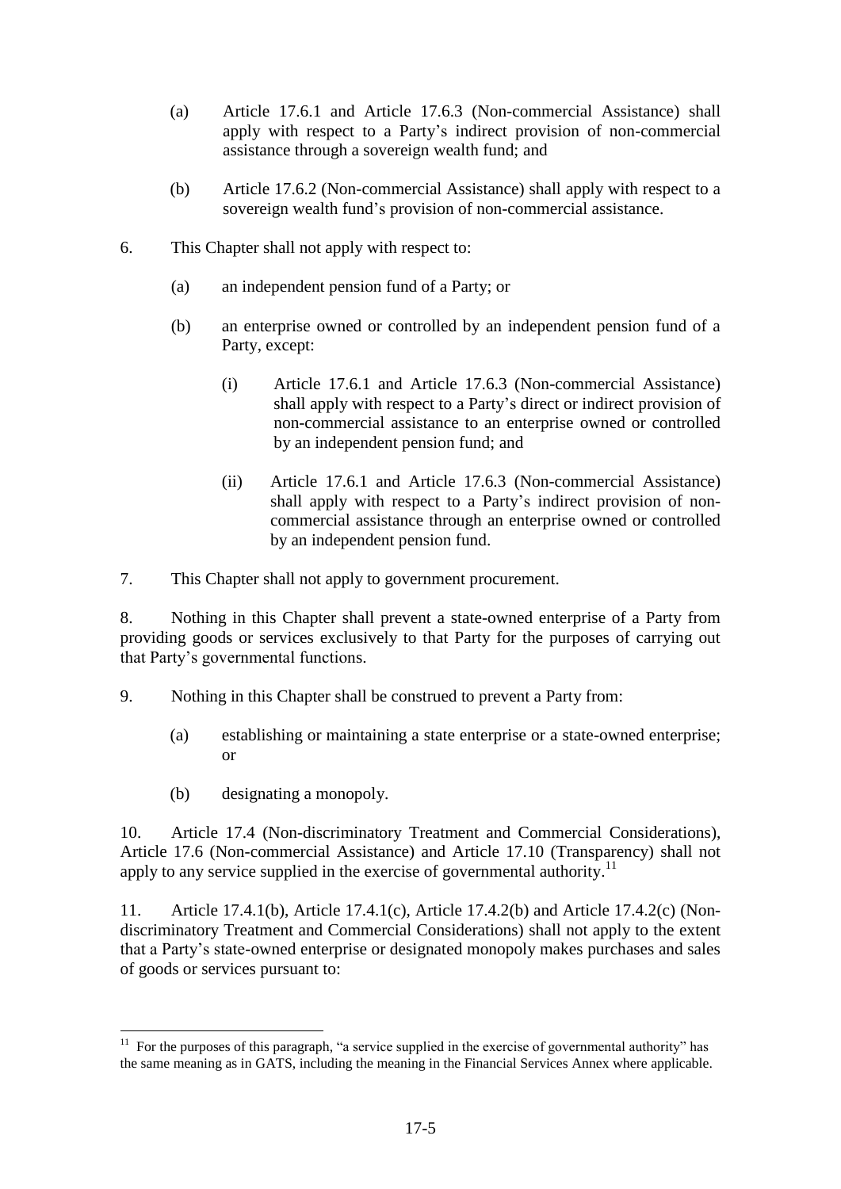(a) Article 17.6.1 and Article 17.6.3 (Non-commercial Assistance) shall apply with respect to a Party's indirect provision of non-commercial assistance through a sovereign wealth fund; and

(b) Article 17.6.2 (Non-commercial Assistance) shall apply with respect to a sovereign wealth fund's provision of non-commercial assistance.

6. This Chapter shall not apply with respect to:

(a) an independent pension fund of a Party; or

(b) an enterprise owned or controlled by an independent pension fund of a Party, except:

(i) Article 17.6.1 and Article 17.6.3 (Non-commercial Assistance) shall apply with respect to a Party's direct or indirect provision of non-commercial assistance to an enterprise owned or controlled by an independent pension fund; and

(ii) Article 17.6.1 and Article 17.6.3 (Non-commercial Assistance) shall apply with respect to a Party's indirect provision of non-commercial assistance through an enterprise owned or controlled by an independent pension fund.

7. This Chapter shall not apply to government procurement.

8. Nothing in this Chapter shall prevent a state-owned enterprise of a Party from providing goods or services exclusively to that Party for the purposes of carrying out that Party's governmental functions.

9. Nothing in this Chapter shall be construed to prevent a Party from:

(a) establishing or maintaining a state enterprise or a state-owned enterprise; or

(b) designating a monopoly.

10. Article 17.4 (Non-discriminatory Treatment and Commercial Considerations), Article 17.6 (Non-commercial Assistance) and Article 17.10 (Transparency) shall not apply to any service supplied in the exercise of governmental authority.[11]

11. Article 17.4.1(b), Article 17.4.1(c), Article 17.4.2(b) and Article 17.4.2(c) (Non-discriminatory Treatment and Commercial Considerations) shall not apply to the extent that a Party's state-owned enterprise or designated monopoly makes purchases and sales of goods or services pursuant to:

[11] For the purposes of this paragraph, "a service supplied in the exercise of governmental authority" has the same meaning as in GATS, including the meaning in the Financial Services Annex where applicable.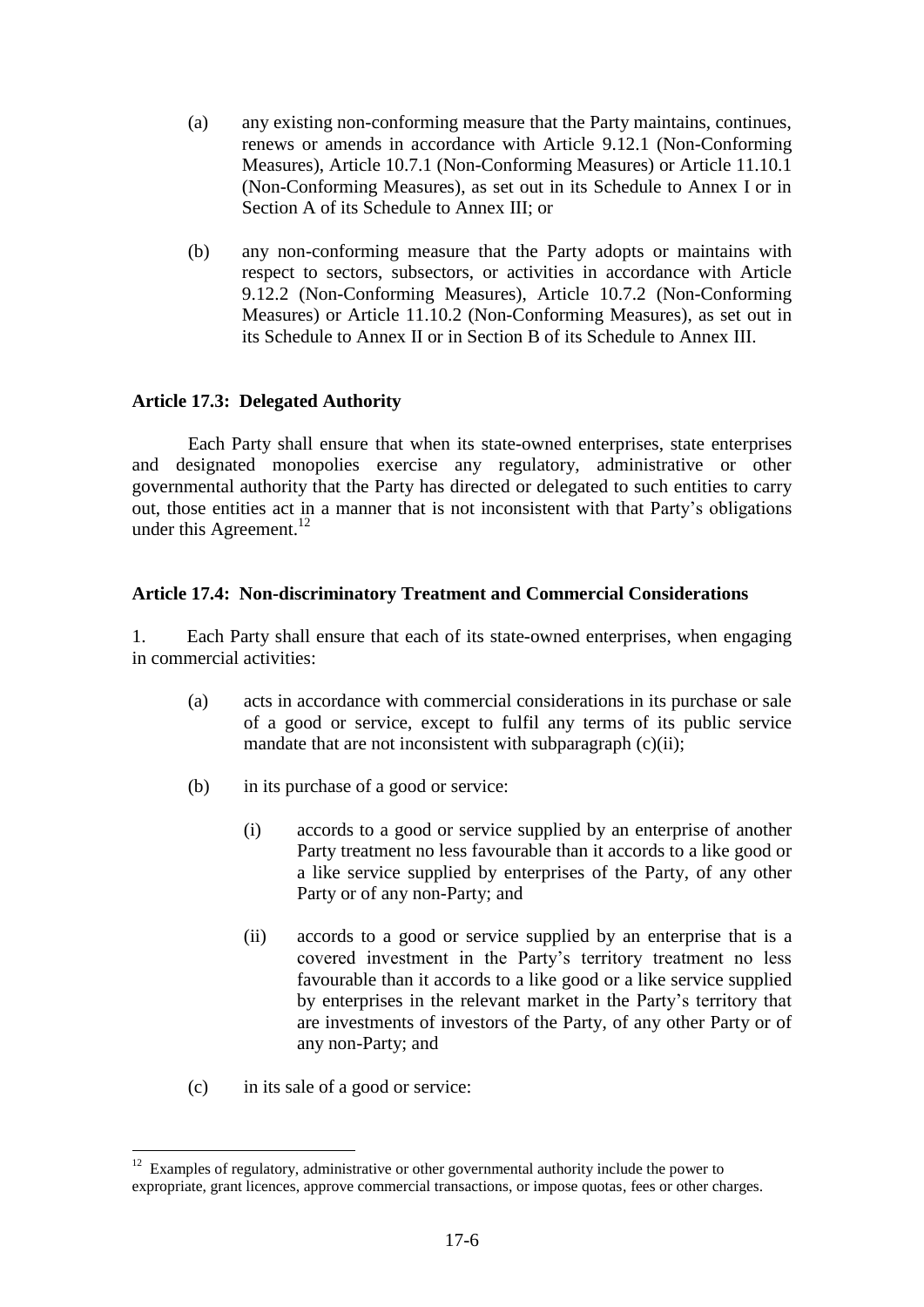(a) any existing non-conforming measure that the Party maintains, continues, renews or amends in accordance with Article 9.12.1 (Non-Conforming Measures), Article 10.7.1 (Non-Conforming Measures) or Article 11.10.1 (Non-Conforming Measures), as set out in its Schedule to Annex I or in Section A of its Schedule to Annex III; or

(b) any non-conforming measure that the Party adopts or maintains with respect to sectors, subsectors, or activities in accordance with Article 9.12.2 (Non-Conforming Measures), Article 10.7.2 (Non-Conforming Measures) or Article 11.10.2 (Non-Conforming Measures), as set out in its Schedule to Annex II or in Section B of its Schedule to Annex III.

**Article 17.3: Delegated Authority**

Each Party shall ensure that when its state-owned enterprises, state enterprises and designated monopolies exercise any regulatory, administrative or other governmental authority that the Party has directed or delegated to such entities to carry out, those entities act in a manner that is not inconsistent with that Party's obligations under this Agreement.[12]

**Article 17.4: Non-discriminatory Treatment and Commercial Considerations**

1. Each Party shall ensure that each of its state-owned enterprises, when engaging in commercial activities:

(a) acts in accordance with commercial considerations in its purchase or sale of a good or service, except to fulfil any terms of its public service mandate that are not inconsistent with subparagraph (c)(ii);

(b) in its purchase of a good or service:

(i) accords to a good or service supplied by an enterprise of another Party treatment no less favourable than it accords to a like good or a like service supplied by enterprises of the Party, of any other Party or of any non-Party; and

(ii) accords to a good or service supplied by an enterprise that is a covered investment in the Party's territory treatment no less favourable than it accords to a like good or a like service supplied by enterprises in the relevant market in the Party's territory that are investments of investors of the Party, of any other Party or of any non-Party; and

(c) in its sale of a good or service:

[12] Examples of regulatory, administrative or other governmental authority include the power to expropriate, grant licences, approve commercial transactions, or impose quotas, fees or other charges.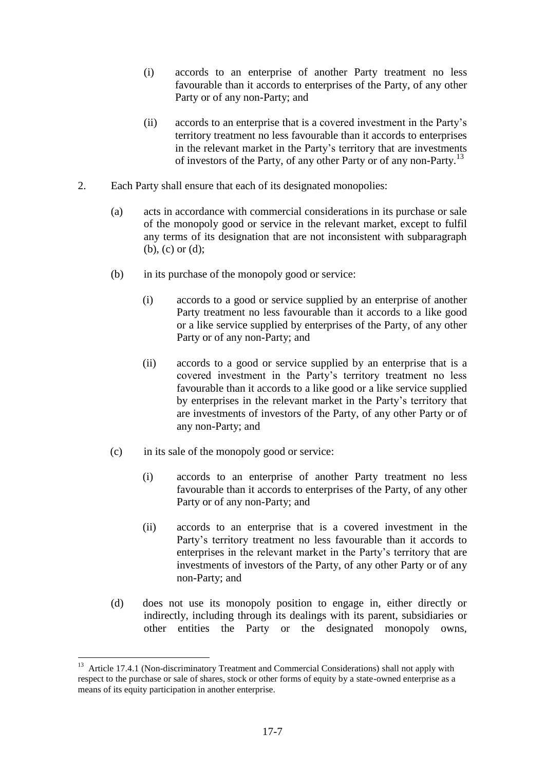(i) accords to an enterprise of another Party treatment no less favourable than it accords to enterprises of the Party, of any other Party or of any non-Party; and

(ii) accords to an enterprise that is a covered investment in the Party's territory treatment no less favourable than it accords to enterprises in the relevant market in the Party's territory that are investments of investors of the Party, of any other Party or of any non-Party.[13]

2. Each Party shall ensure that each of its designated monopolies:

(a) acts in accordance with commercial considerations in its purchase or sale of the monopoly good or service in the relevant market, except to fulfil any terms of its designation that are not inconsistent with subparagraph (b), (c) or (d);

(b) in its purchase of the monopoly good or service:

(i) accords to a good or service supplied by an enterprise of another Party treatment no less favourable than it accords to a like good or a like service supplied by enterprises of the Party, of any other Party or of any non-Party; and

(ii) accords to a good or service supplied by an enterprise that is a covered investment in the Party's territory treatment no less favourable than it accords to a like good or a like service supplied by enterprises in the relevant market in the Party's territory that are investments of investors of the Party, of any other Party or of any non-Party; and

(c) in its sale of the monopoly good or service:

(i) accords to an enterprise of another Party treatment no less favourable than it accords to enterprises of the Party, of any other Party or of any non-Party; and

(ii) accords to an enterprise that is a covered investment in the Party's territory treatment no less favourable than it accords to enterprises in the relevant market in the Party's territory that are investments of investors of the Party, of any other Party or of any non-Party; and

(d) does not use its monopoly position to engage in, either directly or indirectly, including through its dealings with its parent, subsidiaries or other entities the Party or the designated monopoly owns,

---

[13] Article 17.4.1 (Non-discriminatory Treatment and Commercial Considerations) shall not apply with respect to the purchase or sale of shares, stock or other forms of equity by a state-owned enterprise as a means of its equity participation in another enterprise.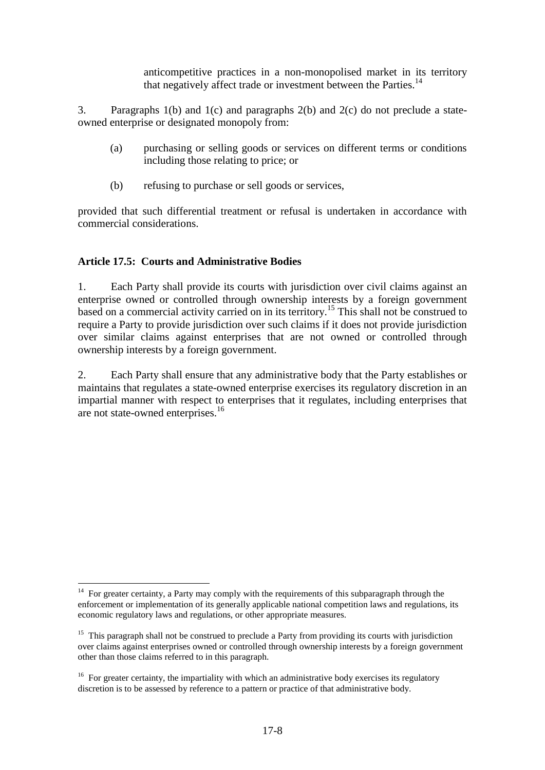anticompetitive practices in a non-monopolised market in its territory that negatively affect trade or investment between the Parties.[14]

3. Paragraphs 1(b) and 1(c) and paragraphs 2(b) and 2(c) do not preclude a state-owned enterprise or designated monopoly from:

(a) purchasing or selling goods or services on different terms or conditions including those relating to price; or

(b) refusing to purchase or sell goods or services,

provided that such differential treatment or refusal is undertaken in accordance with commercial considerations.

### Article 17.5: Courts and Administrative Bodies

1. Each Party shall provide its courts with jurisdiction over civil claims against an enterprise owned or controlled through ownership interests by a foreign government based on a commercial activity carried on in its territory.[15] This shall not be construed to require a Party to provide jurisdiction over such claims if it does not provide jurisdiction over similar claims against enterprises that are not owned or controlled through ownership interests by a foreign government.

2. Each Party shall ensure that any administrative body that the Party establishes or maintains that regulates a state-owned enterprise exercises its regulatory discretion in an impartial manner with respect to enterprises that it regulates, including enterprises that are not state-owned enterprises.[16]

---

[14] For greater certainty, a Party may comply with the requirements of this subparagraph through the enforcement or implementation of its generally applicable national competition laws and regulations, its economic regulatory laws and regulations, or other appropriate measures.

[15] This paragraph shall not be construed to preclude a Party from providing its courts with jurisdiction over claims against enterprises owned or controlled through ownership interests by a foreign government other than those claims referred to in this paragraph.

[16] For greater certainty, the impartiality with which an administrative body exercises its regulatory discretion is to be assessed by reference to a pattern or practice of that administrative body.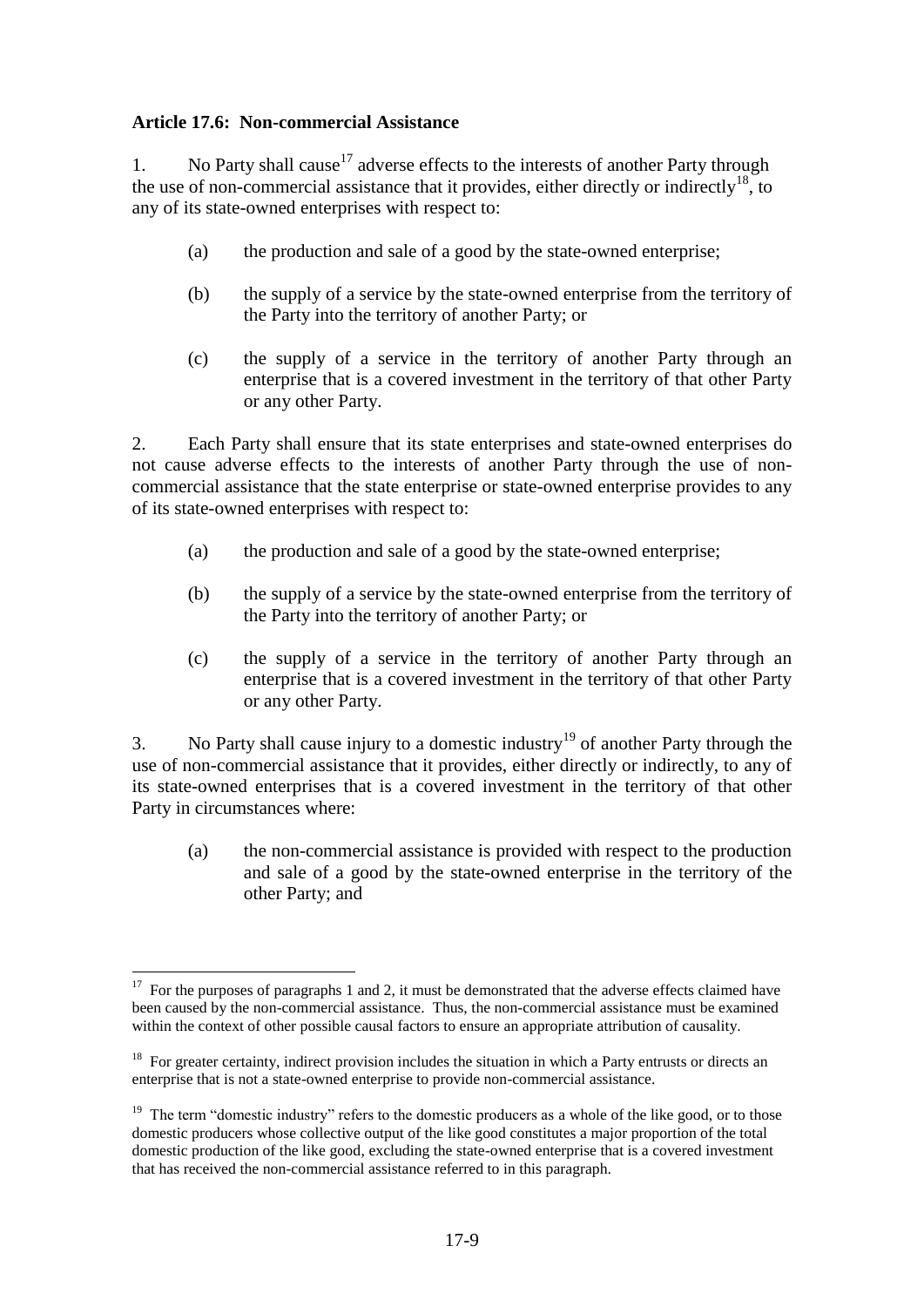**Article 17.6: Non-commercial Assistance**

1. No Party shall cause[17] adverse effects to the interests of another Party through the use of non-commercial assistance that it provides, either directly or indirectly[18], to any of its state-owned enterprises with respect to:

   (a) the production and sale of a good by the state-owned enterprise;

   (b) the supply of a service by the state-owned enterprise from the territory of the Party into the territory of another Party; or

   (c) the supply of a service in the territory of another Party through an enterprise that is a covered investment in the territory of that other Party or any other Party.

2. Each Party shall ensure that its state enterprises and state-owned enterprises do not cause adverse effects to the interests of another Party through the use of non-commercial assistance that the state enterprise or state-owned enterprise provides to any of its state-owned enterprises with respect to:

   (a) the production and sale of a good by the state-owned enterprise;

   (b) the supply of a service by the state-owned enterprise from the territory of the Party into the territory of another Party; or

   (c) the supply of a service in the territory of another Party through an enterprise that is a covered investment in the territory of that other Party or any other Party.

3. No Party shall cause injury to a domestic industry[19] of another Party through the use of non-commercial assistance that it provides, either directly or indirectly, to any of its state-owned enterprises that is a covered investment in the territory of that other Party in circumstances where:

   (a) the non-commercial assistance is provided with respect to the production and sale of a good by the state-owned enterprise in the territory of the other Party; and

---

[17] For the purposes of paragraphs 1 and 2, it must be demonstrated that the adverse effects claimed have been caused by the non-commercial assistance. Thus, the non-commercial assistance must be examined within the context of other possible causal factors to ensure an appropriate attribution of causality.

[18] For greater certainty, indirect provision includes the situation in which a Party entrusts or directs an enterprise that is not a state-owned enterprise to provide non-commercial assistance.

[19] The term "domestic industry" refers to the domestic producers as a whole of the like good, or to those domestic producers whose collective output of the like good constitutes a major proportion of the total domestic production of the like good, excluding the state-owned enterprise that is a covered investment that has received the non-commercial assistance referred to in this paragraph.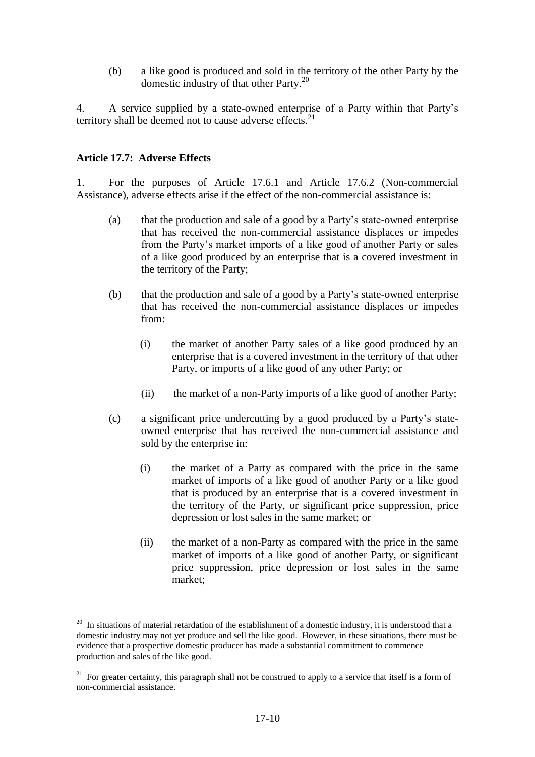(b) a like good is produced and sold in the territory of the other Party by the domestic industry of that other Party.[20]

4. A service supplied by a state-owned enterprise of a Party within that Party's territory shall be deemed not to cause adverse effects.[21]

**Article 17.7: Adverse Effects**

1. For the purposes of Article 17.6.1 and Article 17.6.2 (Non-commercial Assistance), adverse effects arise if the effect of the non-commercial assistance is:

(a) that the production and sale of a good by a Party's state-owned enterprise that has received the non-commercial assistance displaces or impedes from the Party's market imports of a like good of another Party or sales of a like good produced by an enterprise that is a covered investment in the territory of the Party;

(b) that the production and sale of a good by a Party's state-owned enterprise that has received the non-commercial assistance displaces or impedes from:

(i) the market of another Party sales of a like good produced by an enterprise that is a covered investment in the territory of that other Party, or imports of a like good of any other Party; or

(ii) the market of a non-Party imports of a like good of another Party;

(c) a significant price undercutting by a good produced by a Party's state-owned enterprise that has received the non-commercial assistance and sold by the enterprise in:

(i) the market of a Party as compared with the price in the same market of imports of a like good of another Party or a like good that is produced by an enterprise that is a covered investment in the territory of the Party, or significant price suppression, price depression or lost sales in the same market; or

(ii) the market of a non-Party as compared with the price in the same market of imports of a like good of another Party, or significant price suppression, price depression or lost sales in the same market;

---

[20] In situations of material retardation of the establishment of a domestic industry, it is understood that a domestic industry may not yet produce and sell the like good. However, in these situations, there must be evidence that a prospective domestic producer has made a substantial commitment to commence production and sales of the like good.

[21] For greater certainty, this paragraph shall not be construed to apply to a service that itself is a form of non-commercial assistance.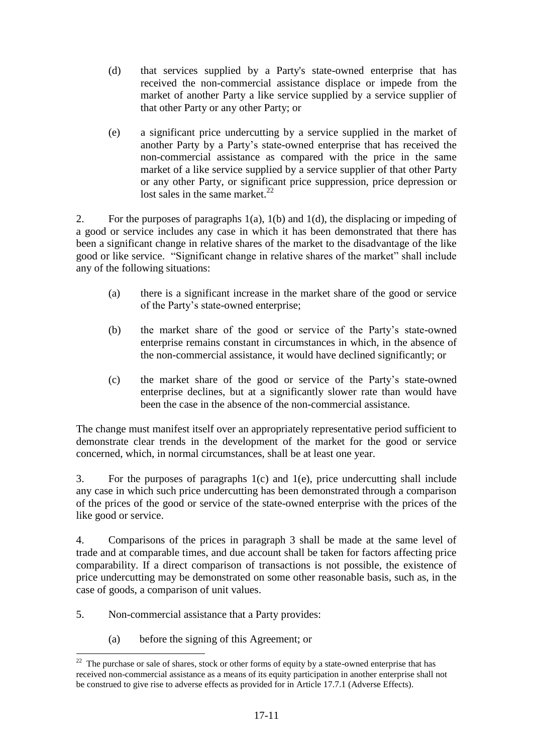(d) that services supplied by a Party's state-owned enterprise that has received the non-commercial assistance displace or impede from the market of another Party a like service supplied by a service supplier of that other Party or any other Party; or

(e) a significant price undercutting by a service supplied in the market of another Party by a Party's state-owned enterprise that has received the non-commercial assistance as compared with the price in the same market of a like service supplied by a service supplier of that other Party or any other Party, or significant price suppression, price depression or lost sales in the same market.[22]

2. For the purposes of paragraphs 1(a), 1(b) and 1(d), the displacing or impeding of a good or service includes any case in which it has been demonstrated that there has been a significant change in relative shares of the market to the disadvantage of the like good or like service. "Significant change in relative shares of the market" shall include any of the following situations:

(a) there is a significant increase in the market share of the good or service of the Party's state-owned enterprise;

(b) the market share of the good or service of the Party's state-owned enterprise remains constant in circumstances in which, in the absence of the non-commercial assistance, it would have declined significantly; or

(c) the market share of the good or service of the Party's state-owned enterprise declines, but at a significantly slower rate than would have been the case in the absence of the non-commercial assistance.

The change must manifest itself over an appropriately representative period sufficient to demonstrate clear trends in the development of the market for the good or service concerned, which, in normal circumstances, shall be at least one year.

3. For the purposes of paragraphs 1(c) and 1(e), price undercutting shall include any case in which such price undercutting has been demonstrated through a comparison of the prices of the good or service of the state-owned enterprise with the prices of the like good or service.

4. Comparisons of the prices in paragraph 3 shall be made at the same level of trade and at comparable times, and due account shall be taken for factors affecting price comparability. If a direct comparison of transactions is not possible, the existence of price undercutting may be demonstrated on some other reasonable basis, such as, in the case of goods, a comparison of unit values.

5. Non-commercial assistance that a Party provides:

(a) before the signing of this Agreement; or

---

[22] The purchase or sale of shares, stock or other forms of equity by a state-owned enterprise that has received non-commercial assistance as a means of its equity participation in another enterprise shall not be construed to give rise to adverse effects as provided for in Article 17.7.1 (Adverse Effects).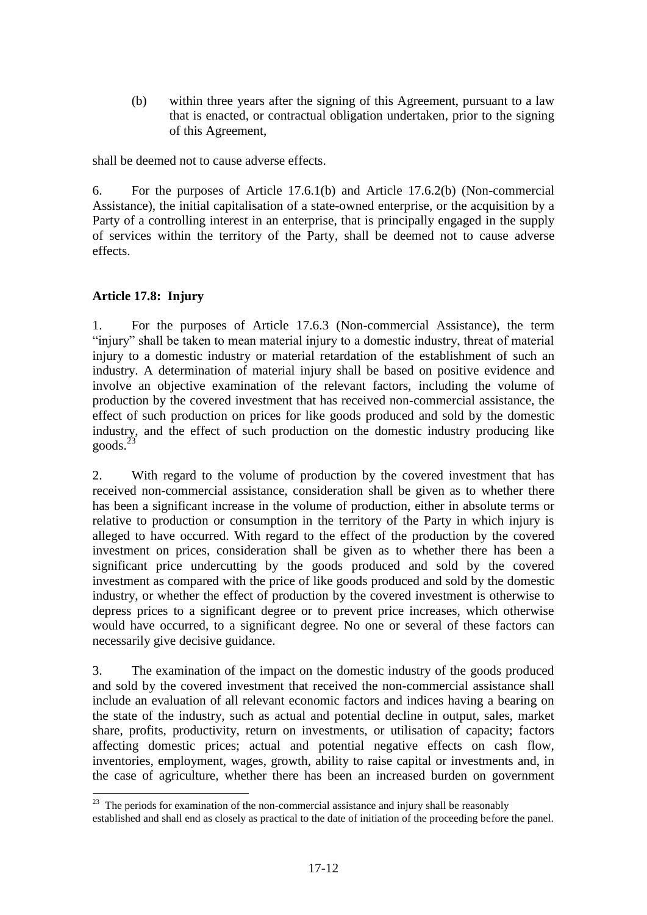(b) within three years after the signing of this Agreement, pursuant to a law that is enacted, or contractual obligation undertaken, prior to the signing of this Agreement,

shall be deemed not to cause adverse effects.

6. For the purposes of Article 17.6.1(b) and Article 17.6.2(b) (Non-commercial Assistance), the initial capitalisation of a state-owned enterprise, or the acquisition by a Party of a controlling interest in an enterprise, that is principally engaged in the supply of services within the territory of the Party, shall be deemed not to cause adverse effects.

**Article 17.8: Injury**

1. For the purposes of Article 17.6.3 (Non-commercial Assistance), the term "injury" shall be taken to mean material injury to a domestic industry, threat of material injury to a domestic industry or material retardation of the establishment of such an industry. A determination of material injury shall be based on positive evidence and involve an objective examination of the relevant factors, including the volume of production by the covered investment that has received non-commercial assistance, the effect of such production on prices for like goods produced and sold by the domestic industry, and the effect of such production on the domestic industry producing like goods.[23]

2. With regard to the volume of production by the covered investment that has received non-commercial assistance, consideration shall be given as to whether there has been a significant increase in the volume of production, either in absolute terms or relative to production or consumption in the territory of the Party in which injury is alleged to have occurred. With regard to the effect of the production by the covered investment on prices, consideration shall be given as to whether there has been a significant price undercutting by the goods produced and sold by the covered investment as compared with the price of like goods produced and sold by the domestic industry, or whether the effect of production by the covered investment is otherwise to depress prices to a significant degree or to prevent price increases, which otherwise would have occurred, to a significant degree. No one or several of these factors can necessarily give decisive guidance.

3. The examination of the impact on the domestic industry of the goods produced and sold by the covered investment that received the non-commercial assistance shall include an evaluation of all relevant economic factors and indices having a bearing on the state of the industry, such as actual and potential decline in output, sales, market share, profits, productivity, return on investments, or utilisation of capacity; factors affecting domestic prices; actual and potential negative effects on cash flow, inventories, employment, wages, growth, ability to raise capital or investments and, in the case of agriculture, whether there has been an increased burden on government

[23] The periods for examination of the non-commercial assistance and injury shall be reasonably established and shall end as closely as practical to the date of initiation of the proceeding before the panel.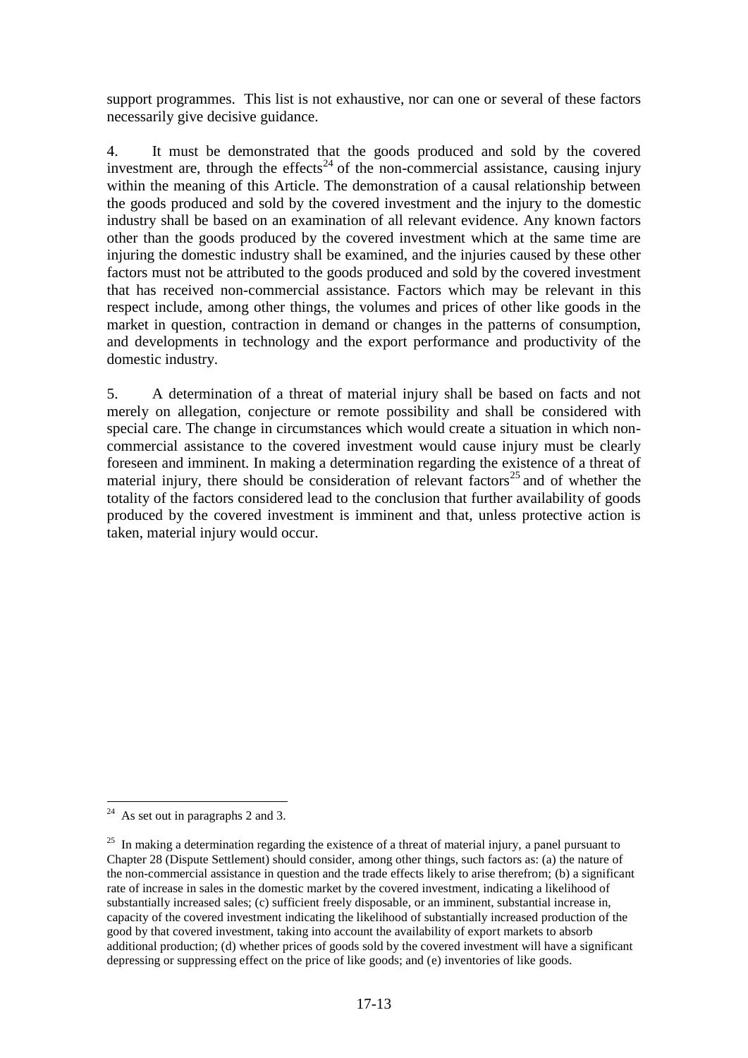support programmes. This list is not exhaustive, nor can one or several of these factors necessarily give decisive guidance.

4. It must be demonstrated that the goods produced and sold by the covered investment are, through the effects[24] of the non-commercial assistance, causing injury within the meaning of this Article. The demonstration of a causal relationship between the goods produced and sold by the covered investment and the injury to the domestic industry shall be based on an examination of all relevant evidence. Any known factors other than the goods produced by the covered investment which at the same time are injuring the domestic industry shall be examined, and the injuries caused by these other factors must not be attributed to the goods produced and sold by the covered investment that has received non-commercial assistance. Factors which may be relevant in this respect include, among other things, the volumes and prices of other like goods in the market in question, contraction in demand or changes in the patterns of consumption, and developments in technology and the export performance and productivity of the domestic industry.

5. A determination of a threat of material injury shall be based on facts and not merely on allegation, conjecture or remote possibility and shall be considered with special care. The change in circumstances which would create a situation in which non-commercial assistance to the covered investment would cause injury must be clearly foreseen and imminent. In making a determination regarding the existence of a threat of material injury, there should be consideration of relevant factors[25] and of whether the totality of the factors considered lead to the conclusion that further availability of goods produced by the covered investment is imminent and that, unless protective action is taken, material injury would occur.

---

[24] As set out in paragraphs 2 and 3.

[25] In making a determination regarding the existence of a threat of material injury, a panel pursuant to Chapter 28 (Dispute Settlement) should consider, among other things, such factors as: (a) the nature of the non-commercial assistance in question and the trade effects likely to arise therefrom; (b) a significant rate of increase in sales in the domestic market by the covered investment, indicating a likelihood of substantially increased sales; (c) sufficient freely disposable, or an imminent, substantial increase in, capacity of the covered investment indicating the likelihood of substantially increased production of the good by that covered investment, taking into account the availability of export markets to absorb additional production; (d) whether prices of goods sold by the covered investment will have a significant depressing or suppressing effect on the price of like goods; and (e) inventories of like goods.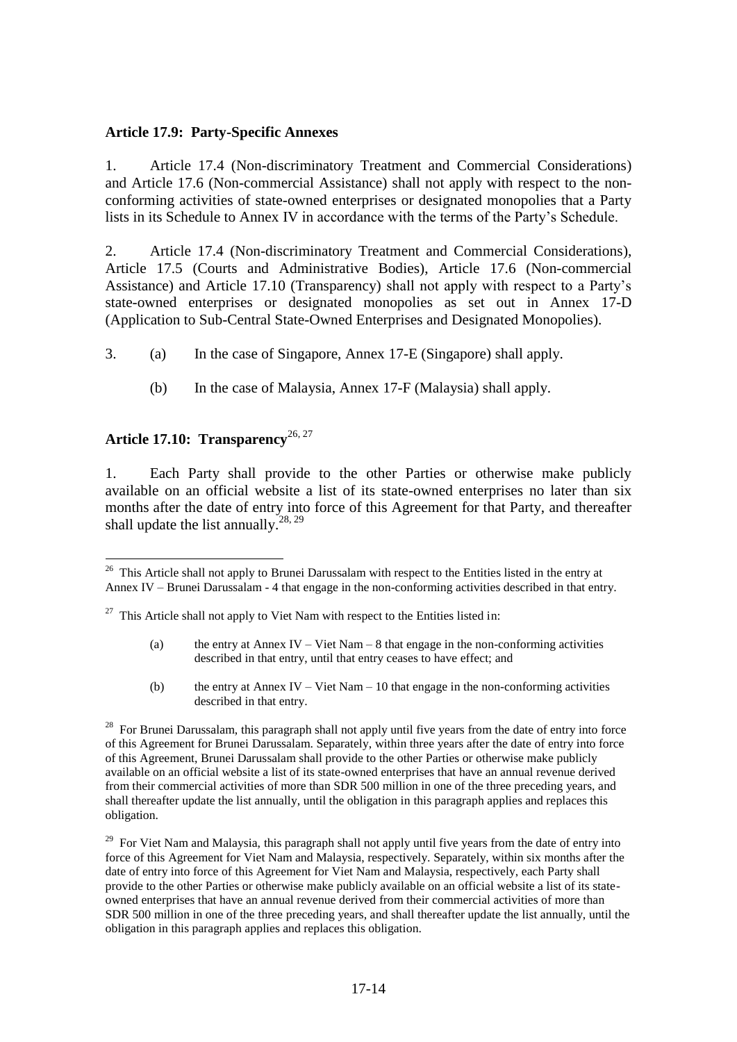### Article 17.9: Party-Specific Annexes

1. Article 17.4 (Non-discriminatory Treatment and Commercial Considerations) and Article 17.6 (Non-commercial Assistance) shall not apply with respect to the non-conforming activities of state-owned enterprises or designated monopolies that a Party lists in its Schedule to Annex IV in accordance with the terms of the Party's Schedule.

2. Article 17.4 (Non-discriminatory Treatment and Commercial Considerations), Article 17.5 (Courts and Administrative Bodies), Article 17.6 (Non-commercial Assistance) and Article 17.10 (Transparency) shall not apply with respect to a Party's state-owned enterprises or designated monopolies as set out in Annex 17-D (Application to Sub-Central State-Owned Enterprises and Designated Monopolies).

3. (a) In the case of Singapore, Annex 17-E (Singapore) shall apply.

   (b) In the case of Malaysia, Annex 17-F (Malaysia) shall apply.

### Article 17.10: Transparency[26, 27]

1. Each Party shall provide to the other Parties or otherwise make publicly available on an official website a list of its state-owned enterprises no later than six months after the date of entry into force of this Agreement for that Party, and thereafter shall update the list annually.[28, 29]

---

[26] This Article shall not apply to Brunei Darussalam with respect to the Entities listed in the entry at Annex IV – Brunei Darussalam - 4 that engage in the non-conforming activities described in that entry.

[27] This Article shall not apply to Viet Nam with respect to the Entities listed in:

(a) the entry at Annex IV – Viet Nam – 8 that engage in the non-conforming activities described in that entry, until that entry ceases to have effect; and

(b) the entry at Annex IV – Viet Nam – 10 that engage in the non-conforming activities described in that entry.

[28] For Brunei Darussalam, this paragraph shall not apply until five years from the date of entry into force of this Agreement for Brunei Darussalam. Separately, within three years after the date of entry into force of this Agreement, Brunei Darussalam shall provide to the other Parties or otherwise make publicly available on an official website a list of its state-owned enterprises that have an annual revenue derived from their commercial activities of more than SDR 500 million in one of the three preceding years, and shall thereafter update the list annually, until the obligation in this paragraph applies and replaces this obligation.

[29] For Viet Nam and Malaysia, this paragraph shall not apply until five years from the date of entry into force of this Agreement for Viet Nam and Malaysia, respectively. Separately, within six months after the date of entry into force of this Agreement for Viet Nam and Malaysia, respectively, each Party shall provide to the other Parties or otherwise make publicly available on an official website a list of its state-owned enterprises that have an annual revenue derived from their commercial activities of more than SDR 500 million in one of the three preceding years, and shall thereafter update the list annually, until the obligation in this paragraph applies and replaces this obligation.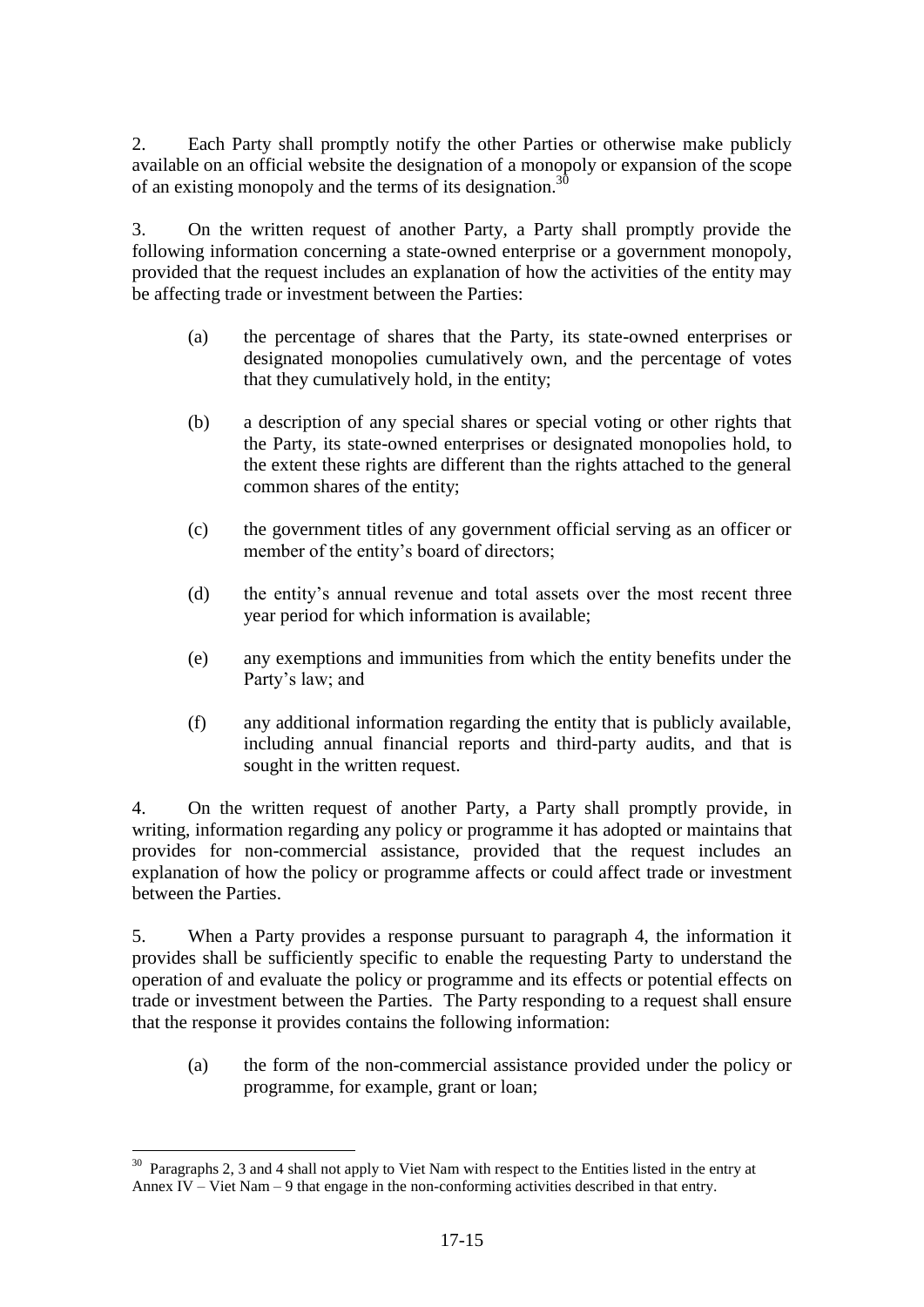2. Each Party shall promptly notify the other Parties or otherwise make publicly available on an official website the designation of a monopoly or expansion of the scope of an existing monopoly and the terms of its designation.[30]

3. On the written request of another Party, a Party shall promptly provide the following information concerning a state-owned enterprise or a government monopoly, provided that the request includes an explanation of how the activities of the entity may be affecting trade or investment between the Parties:

(a) the percentage of shares that the Party, its state-owned enterprises or designated monopolies cumulatively own, and the percentage of votes that they cumulatively hold, in the entity;

(b) a description of any special shares or special voting or other rights that the Party, its state-owned enterprises or designated monopolies hold, to the extent these rights are different than the rights attached to the general common shares of the entity;

(c) the government titles of any government official serving as an officer or member of the entity's board of directors;

(d) the entity's annual revenue and total assets over the most recent three year period for which information is available;

(e) any exemptions and immunities from which the entity benefits under the Party's law; and

(f) any additional information regarding the entity that is publicly available, including annual financial reports and third-party audits, and that is sought in the written request.

4. On the written request of another Party, a Party shall promptly provide, in writing, information regarding any policy or programme it has adopted or maintains that provides for non-commercial assistance, provided that the request includes an explanation of how the policy or programme affects or could affect trade or investment between the Parties.

5. When a Party provides a response pursuant to paragraph 4, the information it provides shall be sufficiently specific to enable the requesting Party to understand the operation of and evaluate the policy or programme and its effects or potential effects on trade or investment between the Parties. The Party responding to a request shall ensure that the response it provides contains the following information:

(a) the form of the non-commercial assistance provided under the policy or programme, for example, grant or loan;

---

[30] Paragraphs 2, 3 and 4 shall not apply to Viet Nam with respect to the Entities listed in the entry at Annex IV – Viet Nam – 9 that engage in the non-conforming activities described in that entry.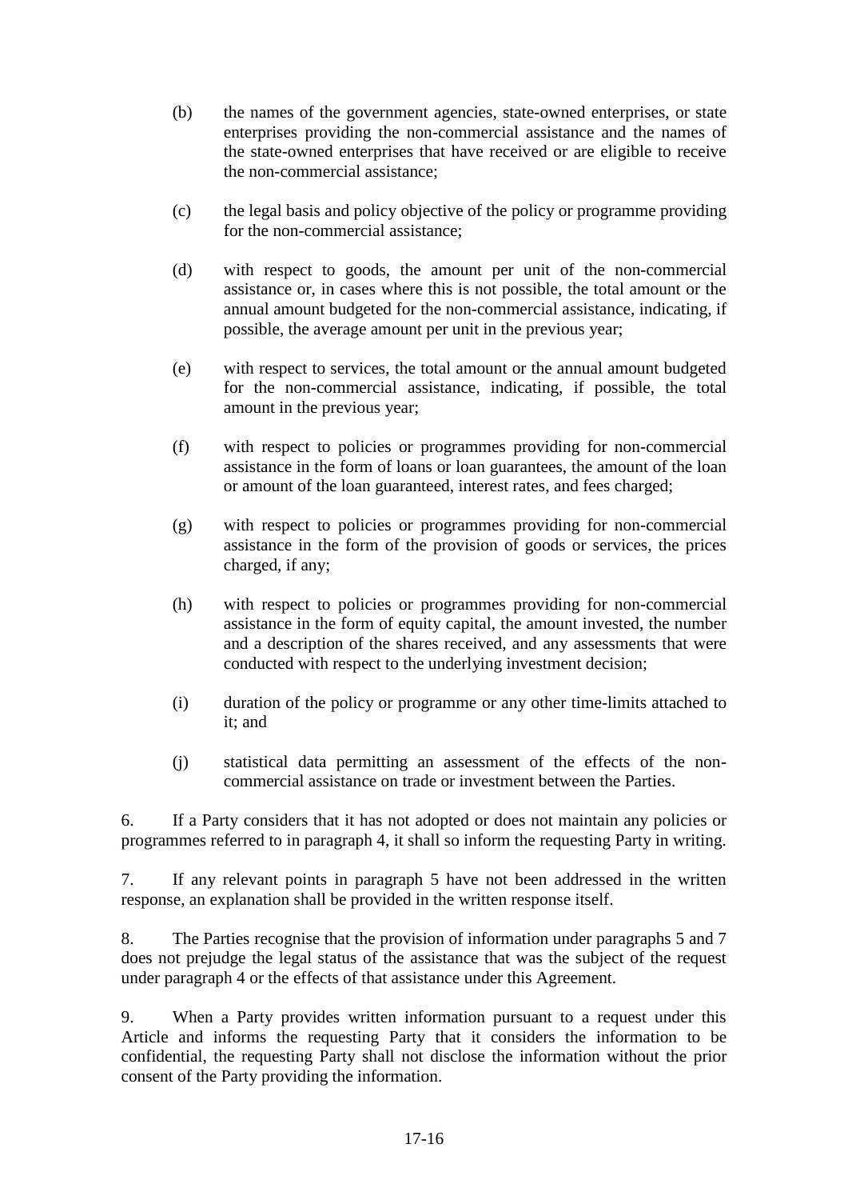(b) the names of the government agencies, state-owned enterprises, or state enterprises providing the non-commercial assistance and the names of the state-owned enterprises that have received or are eligible to receive the non-commercial assistance;

(c) the legal basis and policy objective of the policy or programme providing for the non-commercial assistance;

(d) with respect to goods, the amount per unit of the non-commercial assistance or, in cases where this is not possible, the total amount or the annual amount budgeted for the non-commercial assistance, indicating, if possible, the average amount per unit in the previous year;

(e) with respect to services, the total amount or the annual amount budgeted for the non-commercial assistance, indicating, if possible, the total amount in the previous year;

(f) with respect to policies or programmes providing for non-commercial assistance in the form of loans or loan guarantees, the amount of the loan or amount of the loan guaranteed, interest rates, and fees charged;

(g) with respect to policies or programmes providing for non-commercial assistance in the form of the provision of goods or services, the prices charged, if any;

(h) with respect to policies or programmes providing for non-commercial assistance in the form of equity capital, the amount invested, the number and a description of the shares received, and any assessments that were conducted with respect to the underlying investment decision;

(i) duration of the policy or programme or any other time-limits attached to it; and

(j) statistical data permitting an assessment of the effects of the non-commercial assistance on trade or investment between the Parties.

6. If a Party considers that it has not adopted or does not maintain any policies or programmes referred to in paragraph 4, it shall so inform the requesting Party in writing.

7. If any relevant points in paragraph 5 have not been addressed in the written response, an explanation shall be provided in the written response itself.

8. The Parties recognise that the provision of information under paragraphs 5 and 7 does not prejudge the legal status of the assistance that was the subject of the request under paragraph 4 or the effects of that assistance under this Agreement.

9. When a Party provides written information pursuant to a request under this Article and informs the requesting Party that it considers the information to be confidential, the requesting Party shall not disclose the information without the prior consent of the Party providing the information.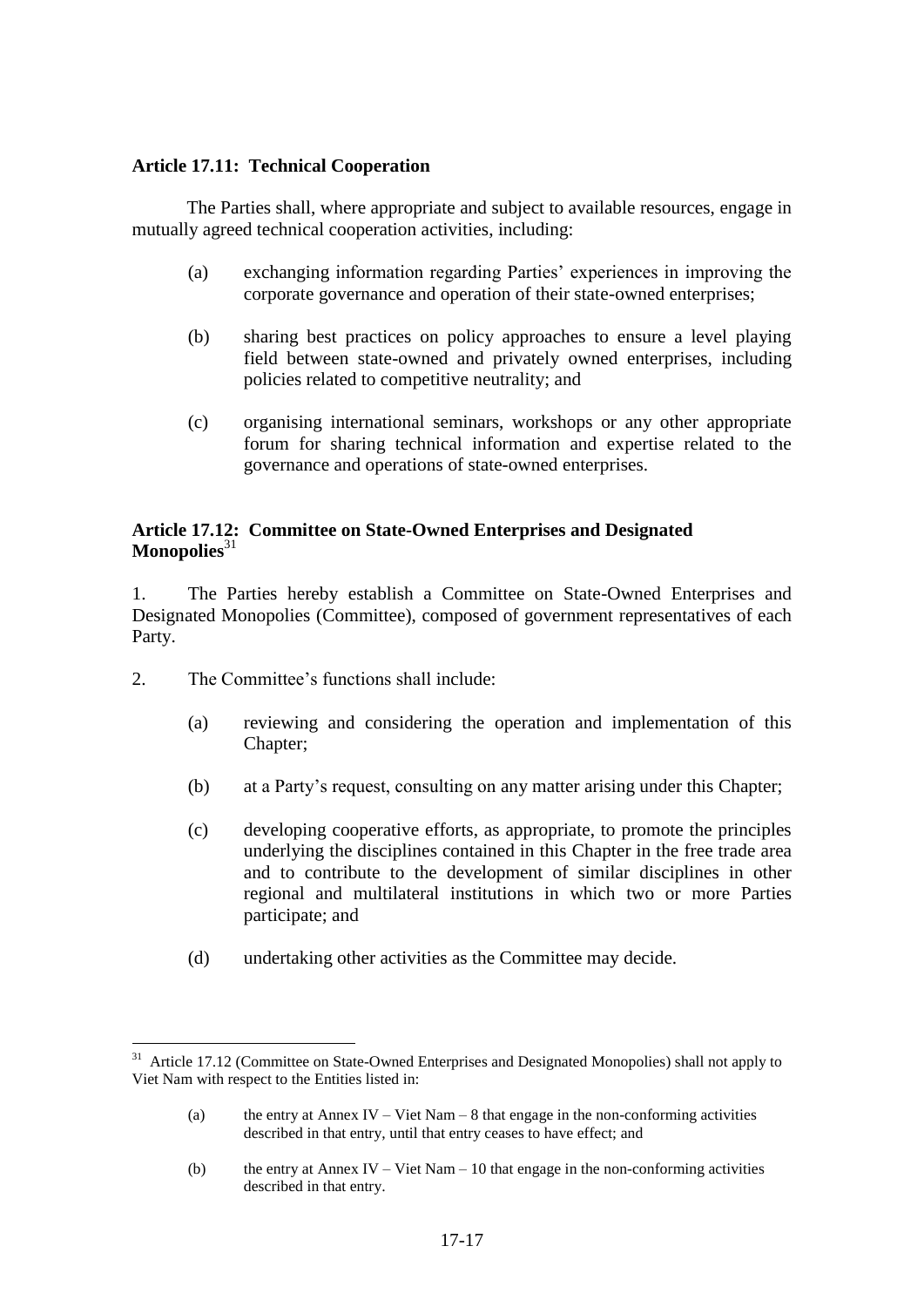**Article 17.11: Technical Cooperation**

The Parties shall, where appropriate and subject to available resources, engage in mutually agreed technical cooperation activities, including:

(a) exchanging information regarding Parties' experiences in improving the corporate governance and operation of their state-owned enterprises;

(b) sharing best practices on policy approaches to ensure a level playing field between state-owned and privately owned enterprises, including policies related to competitive neutrality; and

(c) organising international seminars, workshops or any other appropriate forum for sharing technical information and expertise related to the governance and operations of state-owned enterprises.

**Article 17.12: Committee on State-Owned Enterprises and Designated Monopolies**[31]

1. The Parties hereby establish a Committee on State-Owned Enterprises and Designated Monopolies (Committee), composed of government representatives of each Party.

2. The Committee's functions shall include:

(a) reviewing and considering the operation and implementation of this Chapter;

(b) at a Party's request, consulting on any matter arising under this Chapter;

(c) developing cooperative efforts, as appropriate, to promote the principles underlying the disciplines contained in this Chapter in the free trade area and to contribute to the development of similar disciplines in other regional and multilateral institutions in which two or more Parties participate; and

(d) undertaking other activities as the Committee may decide.

---

[31] Article 17.12 (Committee on State-Owned Enterprises and Designated Monopolies) shall not apply to Viet Nam with respect to the Entities listed in:

(a) the entry at Annex IV – Viet Nam – 8 that engage in the non-conforming activities described in that entry, until that entry ceases to have effect; and

(b) the entry at Annex IV – Viet Nam – 10 that engage in the non-conforming activities described in that entry.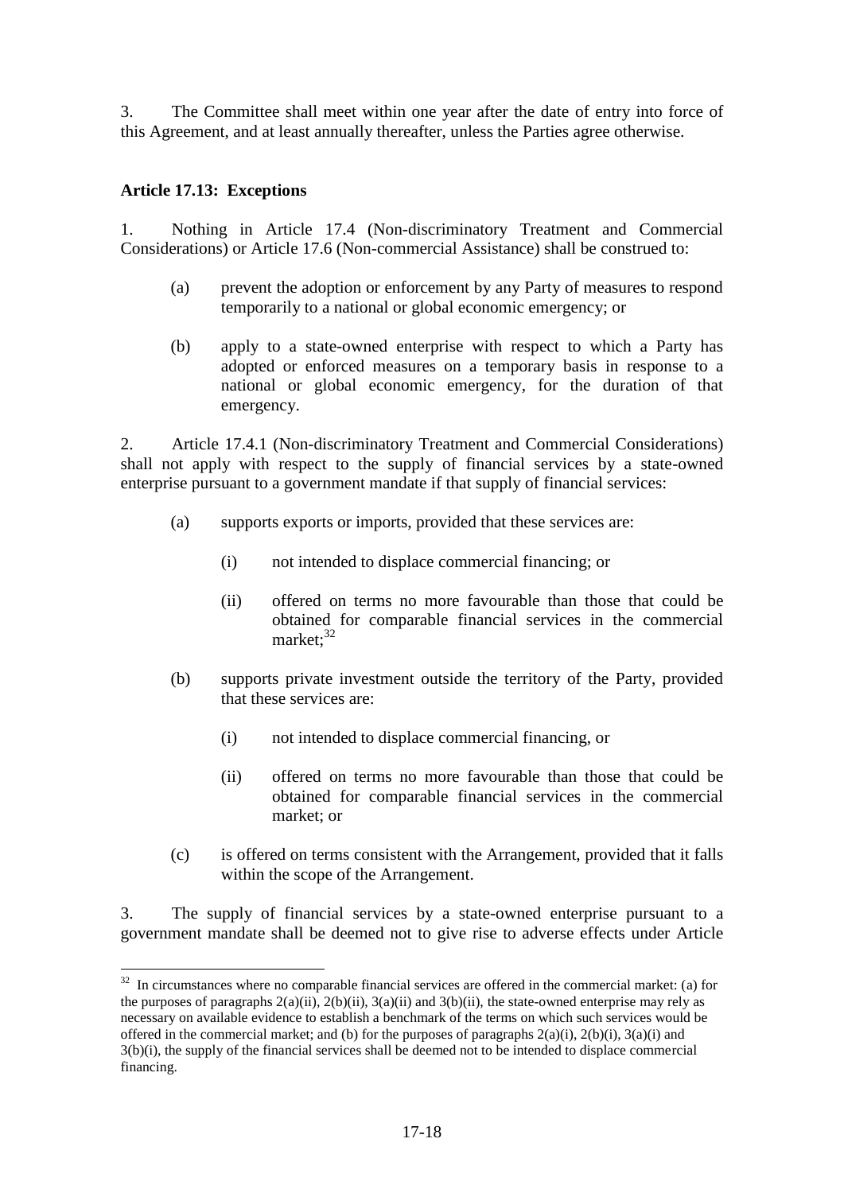3. The Committee shall meet within one year after the date of entry into force of this Agreement, and at least annually thereafter, unless the Parties agree otherwise.

**Article 17.13: Exceptions**

1. Nothing in Article 17.4 (Non-discriminatory Treatment and Commercial Considerations) or Article 17.6 (Non-commercial Assistance) shall be construed to:

   (a) prevent the adoption or enforcement by any Party of measures to respond temporarily to a national or global economic emergency; or

   (b) apply to a state-owned enterprise with respect to which a Party has adopted or enforced measures on a temporary basis in response to a national or global economic emergency, for the duration of that emergency.

2. Article 17.4.1 (Non-discriminatory Treatment and Commercial Considerations) shall not apply with respect to the supply of financial services by a state-owned enterprise pursuant to a government mandate if that supply of financial services:

   (a) supports exports or imports, provided that these services are:

      (i) not intended to displace commercial financing; or

      (ii) offered on terms no more favourable than those that could be obtained for comparable financial services in the commercial market;[32]

   (b) supports private investment outside the territory of the Party, provided that these services are:

      (i) not intended to displace commercial financing, or

      (ii) offered on terms no more favourable than those that could be obtained for comparable financial services in the commercial market; or

   (c) is offered on terms consistent with the Arrangement, provided that it falls within the scope of the Arrangement.

3. The supply of financial services by a state-owned enterprise pursuant to a government mandate shall be deemed not to give rise to adverse effects under Article

---

[32] In circumstances where no comparable financial services are offered in the commercial market: (a) for the purposes of paragraphs 2(a)(ii), 2(b)(ii), 3(a)(ii) and 3(b)(ii), the state-owned enterprise may rely as necessary on available evidence to establish a benchmark of the terms on which such services would be offered in the commercial market; and (b) for the purposes of paragraphs 2(a)(i), 2(b)(i), 3(a)(i) and 3(b)(i), the supply of the financial services shall be deemed not to be intended to displace commercial financing.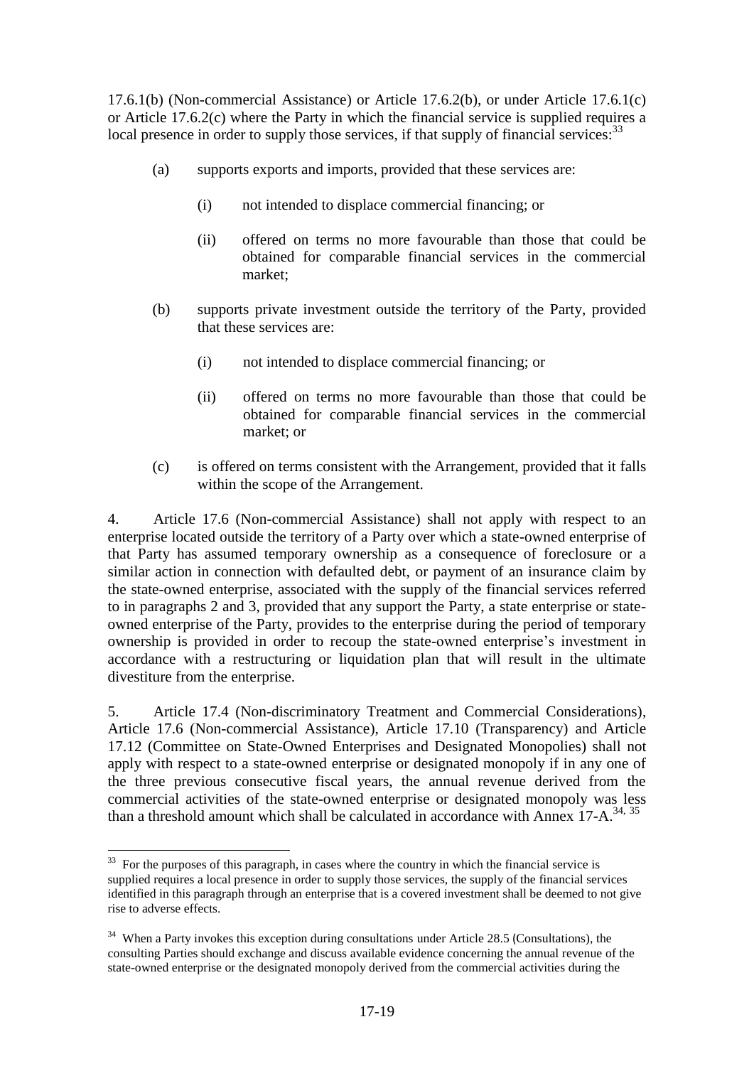17.6.1(b) (Non-commercial Assistance) or Article 17.6.2(b), or under Article 17.6.1(c) or Article 17.6.2(c) where the Party in which the financial service is supplied requires a local presence in order to supply those services, if that supply of financial services:[33]

(a) supports exports and imports, provided that these services are:

   (i) not intended to displace commercial financing; or

   (ii) offered on terms no more favourable than those that could be obtained for comparable financial services in the commercial market;

(b) supports private investment outside the territory of the Party, provided that these services are:

   (i) not intended to displace commercial financing; or

   (ii) offered on terms no more favourable than those that could be obtained for comparable financial services in the commercial market; or

(c) is offered on terms consistent with the Arrangement, provided that it falls within the scope of the Arrangement.

4. Article 17.6 (Non-commercial Assistance) shall not apply with respect to an enterprise located outside the territory of a Party over which a state-owned enterprise of that Party has assumed temporary ownership as a consequence of foreclosure or a similar action in connection with defaulted debt, or payment of an insurance claim by the state-owned enterprise, associated with the supply of the financial services referred to in paragraphs 2 and 3, provided that any support the Party, a state enterprise or state-owned enterprise of the Party, provides to the enterprise during the period of temporary ownership is provided in order to recoup the state-owned enterprise's investment in accordance with a restructuring or liquidation plan that will result in the ultimate divestiture from the enterprise.

5. Article 17.4 (Non-discriminatory Treatment and Commercial Considerations), Article 17.6 (Non-commercial Assistance), Article 17.10 (Transparency) and Article 17.12 (Committee on State-Owned Enterprises and Designated Monopolies) shall not apply with respect to a state-owned enterprise or designated monopoly if in any one of the three previous consecutive fiscal years, the annual revenue derived from the commercial activities of the state-owned enterprise or designated monopoly was less than a threshold amount which shall be calculated in accordance with Annex 17-A.[34, 35]

---

[33] For the purposes of this paragraph, in cases where the country in which the financial service is supplied requires a local presence in order to supply those services, the supply of the financial services identified in this paragraph through an enterprise that is a covered investment shall be deemed to not give rise to adverse effects.

[34] When a Party invokes this exception during consultations under Article 28.5 (Consultations), the consulting Parties should exchange and discuss available evidence concerning the annual revenue of the state-owned enterprise or the designated monopoly derived from the commercial activities during the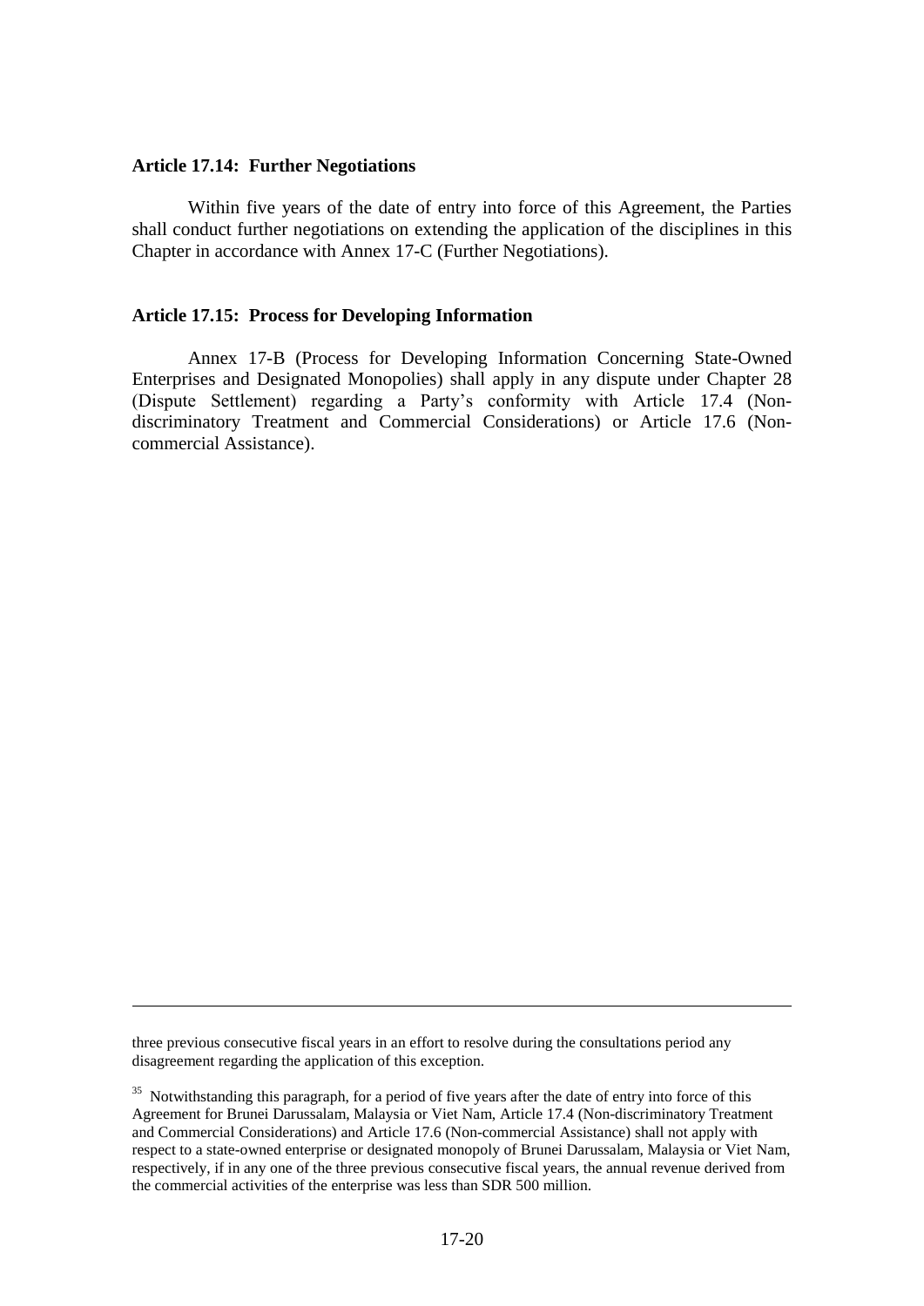### Article 17.14: Further Negotiations

Within five years of the date of entry into force of this Agreement, the Parties shall conduct further negotiations on extending the application of the disciplines in this Chapter in accordance with Annex 17-C (Further Negotiations).

### Article 17.15: Process for Developing Information

Annex 17-B (Process for Developing Information Concerning State-Owned Enterprises and Designated Monopolies) shall apply in any dispute under Chapter 28 (Dispute Settlement) regarding a Party's conformity with Article 17.4 (Non-discriminatory Treatment and Commercial Considerations) or Article 17.6 (Non-commercial Assistance).

---

three previous consecutive fiscal years in an effort to resolve during the consultations period any disagreement regarding the application of this exception.

[35] Notwithstanding this paragraph, for a period of five years after the date of entry into force of this Agreement for Brunei Darussalam, Malaysia or Viet Nam, Article 17.4 (Non-discriminatory Treatment and Commercial Considerations) and Article 17.6 (Non-commercial Assistance) shall not apply with respect to a state-owned enterprise or designated monopoly of Brunei Darussalam, Malaysia or Viet Nam, respectively, if in any one of the three previous consecutive fiscal years, the annual revenue derived from the commercial activities of the enterprise was less than SDR 500 million.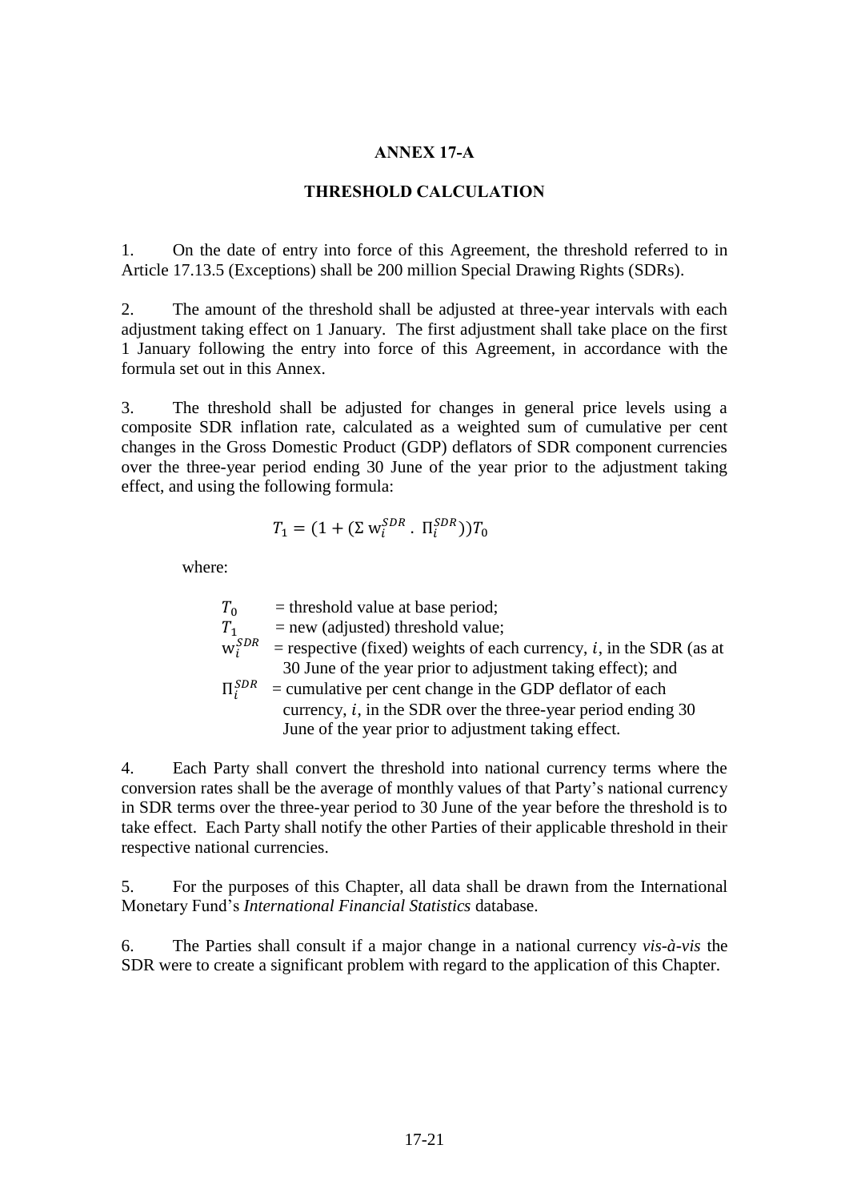# ANNEX 17-A

## THRESHOLD CALCULATION

1. On the date of entry into force of this Agreement, the threshold referred to in Article 17.13.5 (Exceptions) shall be 200 million Special Drawing Rights (SDRs).

2. The amount of the threshold shall be adjusted at three-year intervals with each adjustment taking effect on 1 January. The first adjustment shall take place on the first 1 January following the entry into force of this Agreement, in accordance with the formula set out in this Annex.

3. The threshold shall be adjusted for changes in general price levels using a composite SDR inflation rate, calculated as a weighted sum of cumulative per cent changes in the Gross Domestic Product (GDP) deflators of SDR component currencies over the three-year period ending 30 June of the year prior to the adjustment taking effect, and using the following formula:

$$T_1 = (1 + (\Sigma\, \mathrm{w}_i^{SDR} \,.\, \Pi_i^{SDR}))T_0$$

where:

- $T_0$ = threshold value at base period;
- $T_1$ = new (adjusted) threshold value;
- $\mathrm{w}_i^{SDR}$ = respective (fixed) weights of each currency, $i$, in the SDR (as at 30 June of the year prior to adjustment taking effect); and
- $\Pi_i^{SDR}$ = cumulative per cent change in the GDP deflator of each currency, $i$, in the SDR over the three-year period ending 30 June of the year prior to adjustment taking effect.

4. Each Party shall convert the threshold into national currency terms where the conversion rates shall be the average of monthly values of that Party's national currency in SDR terms over the three-year period to 30 June of the year before the threshold is to take effect. Each Party shall notify the other Parties of their applicable threshold in their respective national currencies.

5. For the purposes of this Chapter, all data shall be drawn from the International Monetary Fund's *International Financial Statistics* database.

6. The Parties shall consult if a major change in a national currency *vis-à-vis* the SDR were to create a significant problem with regard to the application of this Chapter.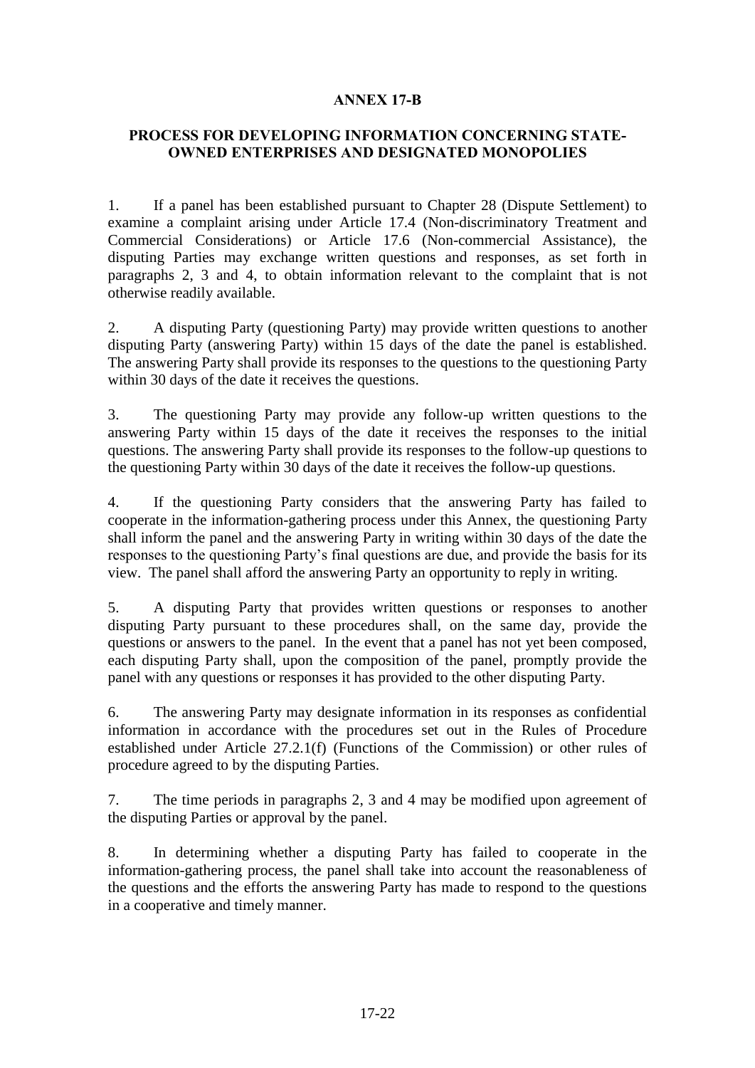## ANNEX 17-B

### PROCESS FOR DEVELOPING INFORMATION CONCERNING STATE-OWNED ENTERPRISES AND DESIGNATED MONOPOLIES

1. If a panel has been established pursuant to Chapter 28 (Dispute Settlement) to examine a complaint arising under Article 17.4 (Non-discriminatory Treatment and Commercial Considerations) or Article 17.6 (Non-commercial Assistance), the disputing Parties may exchange written questions and responses, as set forth in paragraphs 2, 3 and 4, to obtain information relevant to the complaint that is not otherwise readily available.

2. A disputing Party (questioning Party) may provide written questions to another disputing Party (answering Party) within 15 days of the date the panel is established. The answering Party shall provide its responses to the questions to the questioning Party within 30 days of the date it receives the questions.

3. The questioning Party may provide any follow-up written questions to the answering Party within 15 days of the date it receives the responses to the initial questions. The answering Party shall provide its responses to the follow-up questions to the questioning Party within 30 days of the date it receives the follow-up questions.

4. If the questioning Party considers that the answering Party has failed to cooperate in the information-gathering process under this Annex, the questioning Party shall inform the panel and the answering Party in writing within 30 days of the date the responses to the questioning Party's final questions are due, and provide the basis for its view. The panel shall afford the answering Party an opportunity to reply in writing.

5. A disputing Party that provides written questions or responses to another disputing Party pursuant to these procedures shall, on the same day, provide the questions or answers to the panel. In the event that a panel has not yet been composed, each disputing Party shall, upon the composition of the panel, promptly provide the panel with any questions or responses it has provided to the other disputing Party.

6. The answering Party may designate information in its responses as confidential information in accordance with the procedures set out in the Rules of Procedure established under Article 27.2.1(f) (Functions of the Commission) or other rules of procedure agreed to by the disputing Parties.

7. The time periods in paragraphs 2, 3 and 4 may be modified upon agreement of the disputing Parties or approval by the panel.

8. In determining whether a disputing Party has failed to cooperate in the information-gathering process, the panel shall take into account the reasonableness of the questions and the efforts the answering Party has made to respond to the questions in a cooperative and timely manner.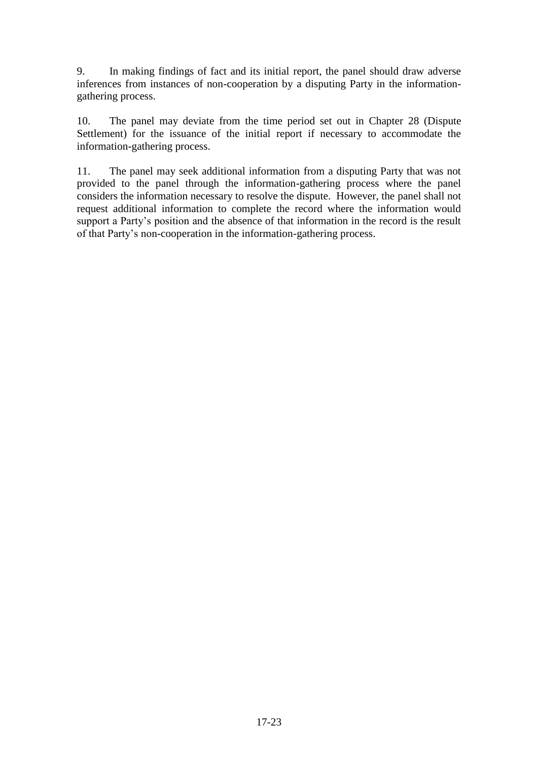9. In making findings of fact and its initial report, the panel should draw adverse inferences from instances of non-cooperation by a disputing Party in the information-gathering process.

10. The panel may deviate from the time period set out in Chapter 28 (Dispute Settlement) for the issuance of the initial report if necessary to accommodate the information-gathering process.

11. The panel may seek additional information from a disputing Party that was not provided to the panel through the information-gathering process where the panel considers the information necessary to resolve the dispute. However, the panel shall not request additional information to complete the record where the information would support a Party's position and the absence of that information in the record is the result of that Party's non-cooperation in the information-gathering process.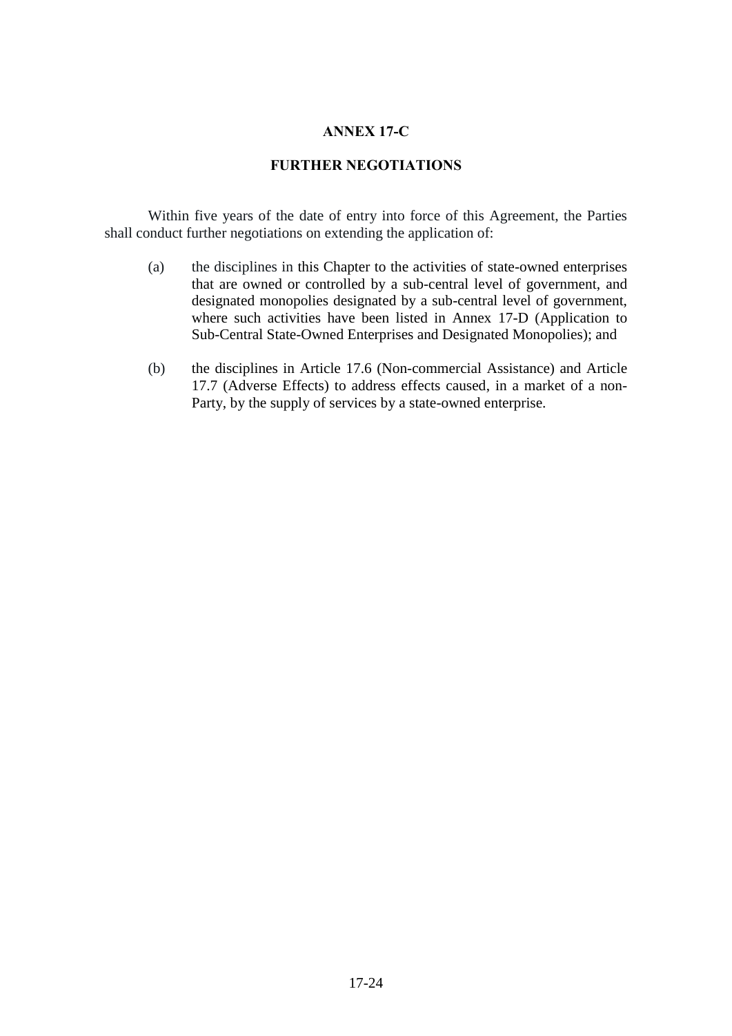# ANNEX 17-C

## FURTHER NEGOTIATIONS

Within five years of the date of entry into force of this Agreement, the Parties shall conduct further negotiations on extending the application of:

(a) the disciplines in this Chapter to the activities of state-owned enterprises that are owned or controlled by a sub-central level of government, and designated monopolies designated by a sub-central level of government, where such activities have been listed in Annex 17-D (Application to Sub-Central State-Owned Enterprises and Designated Monopolies); and

(b) the disciplines in Article 17.6 (Non-commercial Assistance) and Article 17.7 (Adverse Effects) to address effects caused, in a market of a non-Party, by the supply of services by a state-owned enterprise.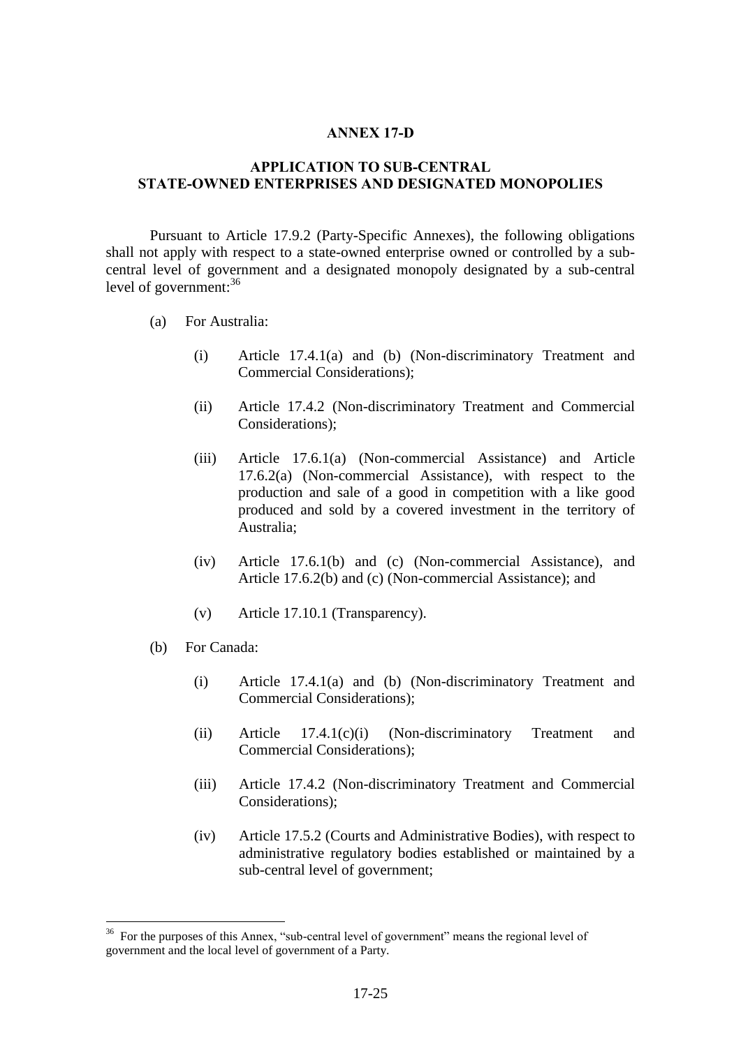# ANNEX 17-D

## APPLICATION TO SUB-CENTRAL STATE-OWNED ENTERPRISES AND DESIGNATED MONOPOLIES

Pursuant to Article 17.9.2 (Party-Specific Annexes), the following obligations shall not apply with respect to a state-owned enterprise owned or controlled by a sub-central level of government and a designated monopoly designated by a sub-central level of government:[36]

(a) For Australia:

  (i) Article 17.4.1(a) and (b) (Non-discriminatory Treatment and Commercial Considerations);

  (ii) Article 17.4.2 (Non-discriminatory Treatment and Commercial Considerations);

  (iii) Article 17.6.1(a) (Non-commercial Assistance) and Article 17.6.2(a) (Non-commercial Assistance), with respect to the production and sale of a good in competition with a like good produced and sold by a covered investment in the territory of Australia;

  (iv) Article 17.6.1(b) and (c) (Non-commercial Assistance), and Article 17.6.2(b) and (c) (Non-commercial Assistance); and

  (v) Article 17.10.1 (Transparency).

(b) For Canada:

  (i) Article 17.4.1(a) and (b) (Non-discriminatory Treatment and Commercial Considerations);

  (ii) Article 17.4.1(c)(i) (Non-discriminatory Treatment and Commercial Considerations);

  (iii) Article 17.4.2 (Non-discriminatory Treatment and Commercial Considerations);

  (iv) Article 17.5.2 (Courts and Administrative Bodies), with respect to administrative regulatory bodies established or maintained by a sub-central level of government;

[36] For the purposes of this Annex, "sub-central level of government" means the regional level of government and the local level of government of a Party.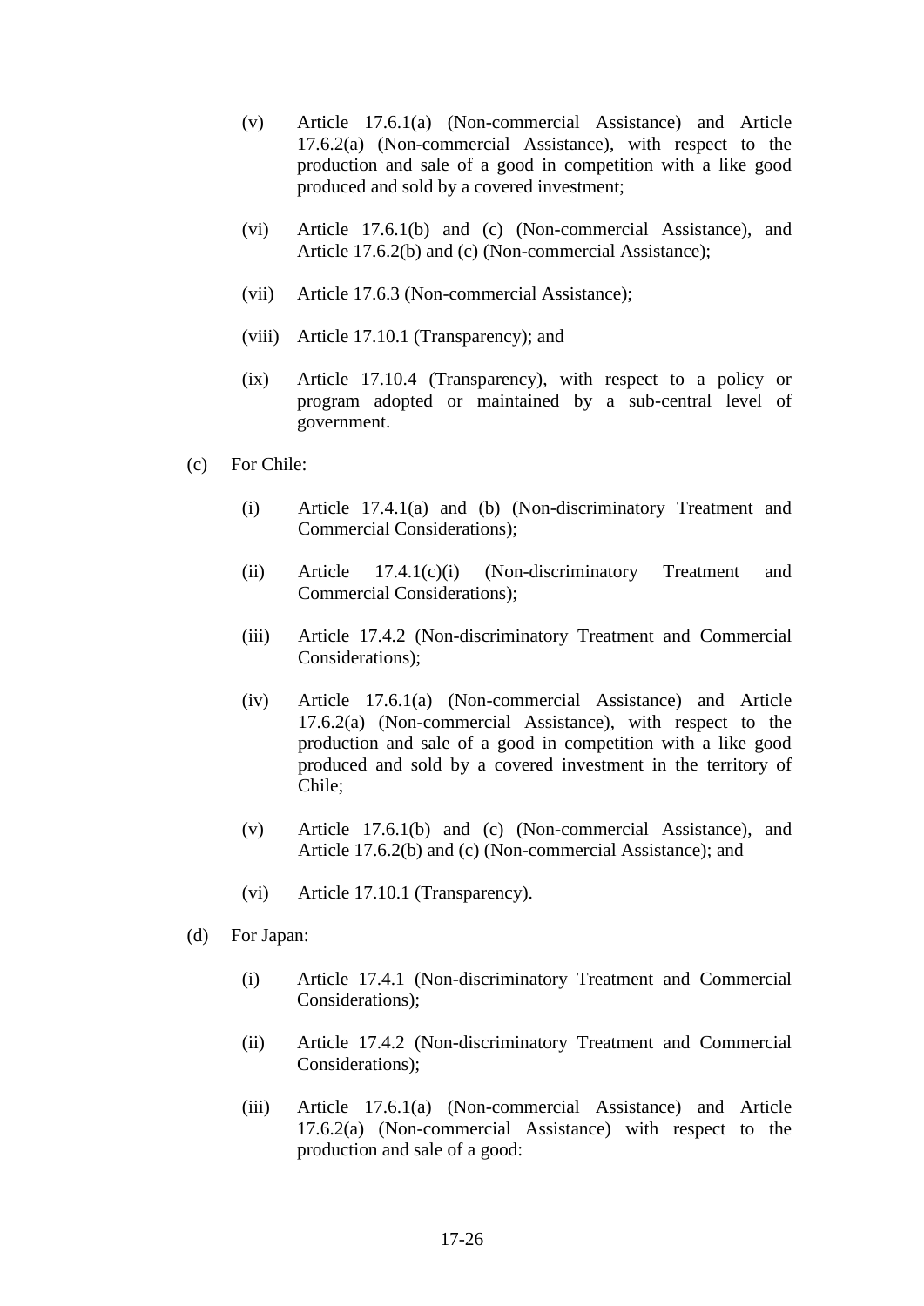(v) Article 17.6.1(a) (Non-commercial Assistance) and Article 17.6.2(a) (Non-commercial Assistance), with respect to the production and sale of a good in competition with a like good produced and sold by a covered investment;

(vi) Article 17.6.1(b) and (c) (Non-commercial Assistance), and Article 17.6.2(b) and (c) (Non-commercial Assistance);

(vii) Article 17.6.3 (Non-commercial Assistance);

(viii) Article 17.10.1 (Transparency); and

(ix) Article 17.10.4 (Transparency), with respect to a policy or program adopted or maintained by a sub-central level of government.

(c) For Chile:

(i) Article 17.4.1(a) and (b) (Non-discriminatory Treatment and Commercial Considerations);

(ii) Article 17.4.1(c)(i) (Non-discriminatory Treatment and Commercial Considerations);

(iii) Article 17.4.2 (Non-discriminatory Treatment and Commercial Considerations);

(iv) Article 17.6.1(a) (Non-commercial Assistance) and Article 17.6.2(a) (Non-commercial Assistance), with respect to the production and sale of a good in competition with a like good produced and sold by a covered investment in the territory of Chile;

(v) Article 17.6.1(b) and (c) (Non-commercial Assistance), and Article 17.6.2(b) and (c) (Non-commercial Assistance); and

(vi) Article 17.10.1 (Transparency).

(d) For Japan:

(i) Article 17.4.1 (Non-discriminatory Treatment and Commercial Considerations);

(ii) Article 17.4.2 (Non-discriminatory Treatment and Commercial Considerations);

(iii) Article 17.6.1(a) (Non-commercial Assistance) and Article 17.6.2(a) (Non-commercial Assistance) with respect to the production and sale of a good: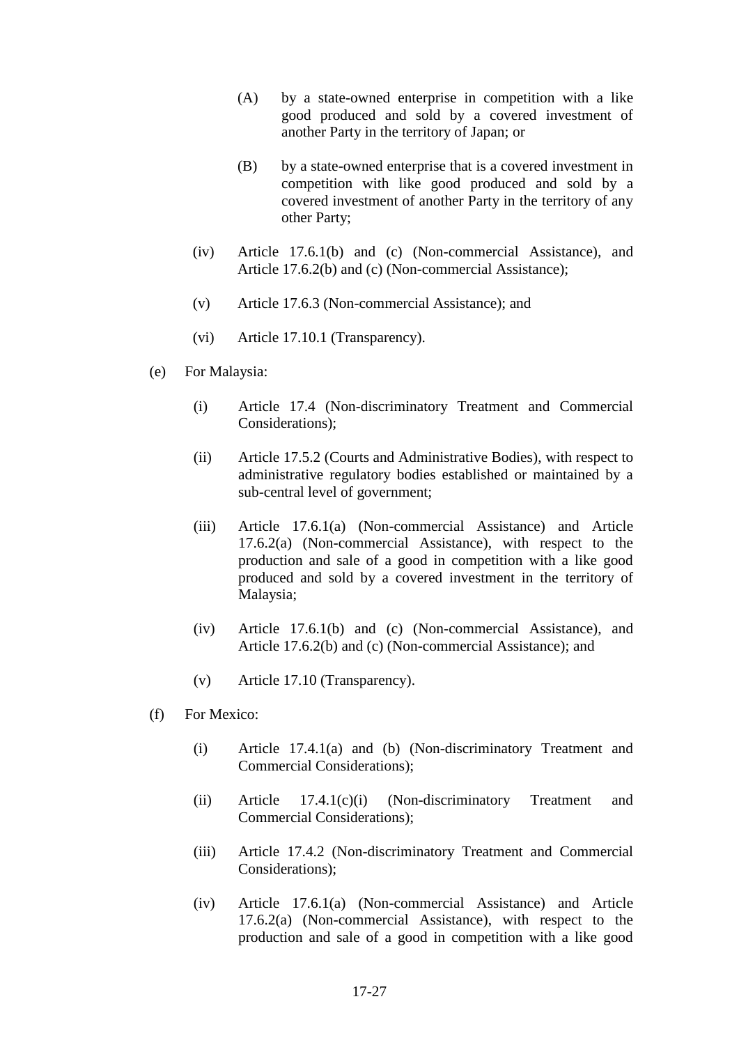(A) by a state-owned enterprise in competition with a like good produced and sold by a covered investment of another Party in the territory of Japan; or

(B) by a state-owned enterprise that is a covered investment in competition with like good produced and sold by a covered investment of another Party in the territory of any other Party;

(iv) Article 17.6.1(b) and (c) (Non-commercial Assistance), and Article 17.6.2(b) and (c) (Non-commercial Assistance);

(v) Article 17.6.3 (Non-commercial Assistance); and

(vi) Article 17.10.1 (Transparency).

(e) For Malaysia:

(i) Article 17.4 (Non-discriminatory Treatment and Commercial Considerations);

(ii) Article 17.5.2 (Courts and Administrative Bodies), with respect to administrative regulatory bodies established or maintained by a sub-central level of government;

(iii) Article 17.6.1(a) (Non-commercial Assistance) and Article 17.6.2(a) (Non-commercial Assistance), with respect to the production and sale of a good in competition with a like good produced and sold by a covered investment in the territory of Malaysia;

(iv) Article 17.6.1(b) and (c) (Non-commercial Assistance), and Article 17.6.2(b) and (c) (Non-commercial Assistance); and

(v) Article 17.10 (Transparency).

(f) For Mexico:

(i) Article 17.4.1(a) and (b) (Non-discriminatory Treatment and Commercial Considerations);

(ii) Article 17.4.1(c)(i) (Non-discriminatory Treatment and Commercial Considerations);

(iii) Article 17.4.2 (Non-discriminatory Treatment and Commercial Considerations);

(iv) Article 17.6.1(a) (Non-commercial Assistance) and Article 17.6.2(a) (Non-commercial Assistance), with respect to the production and sale of a good in competition with a like good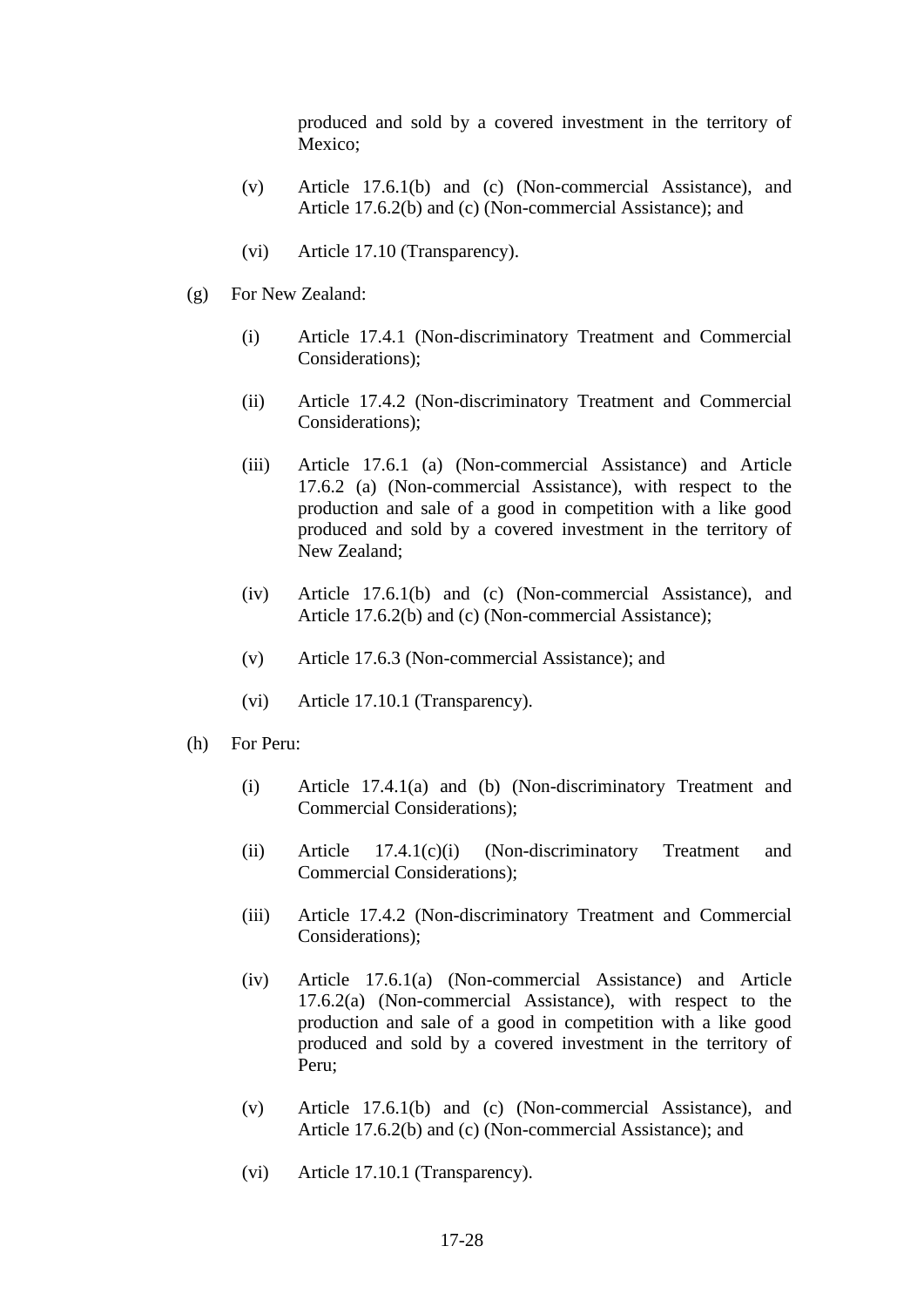produced and sold by a covered investment in the territory of Mexico;

(v) Article 17.6.1(b) and (c) (Non-commercial Assistance), and Article 17.6.2(b) and (c) (Non-commercial Assistance); and

(vi) Article 17.10 (Transparency).

(g) For New Zealand:

(i) Article 17.4.1 (Non-discriminatory Treatment and Commercial Considerations);

(ii) Article 17.4.2 (Non-discriminatory Treatment and Commercial Considerations);

(iii) Article 17.6.1 (a) (Non-commercial Assistance) and Article 17.6.2 (a) (Non-commercial Assistance), with respect to the production and sale of a good in competition with a like good produced and sold by a covered investment in the territory of New Zealand;

(iv) Article 17.6.1(b) and (c) (Non-commercial Assistance), and Article 17.6.2(b) and (c) (Non-commercial Assistance);

(v) Article 17.6.3 (Non-commercial Assistance); and

(vi) Article 17.10.1 (Transparency).

(h) For Peru:

(i) Article 17.4.1(a) and (b) (Non-discriminatory Treatment and Commercial Considerations);

(ii) Article 17.4.1(c)(i) (Non-discriminatory Treatment and Commercial Considerations);

(iii) Article 17.4.2 (Non-discriminatory Treatment and Commercial Considerations);

(iv) Article 17.6.1(a) (Non-commercial Assistance) and Article 17.6.2(a) (Non-commercial Assistance), with respect to the production and sale of a good in competition with a like good produced and sold by a covered investment in the territory of Peru;

(v) Article 17.6.1(b) and (c) (Non-commercial Assistance), and Article 17.6.2(b) and (c) (Non-commercial Assistance); and

(vi) Article 17.10.1 (Transparency).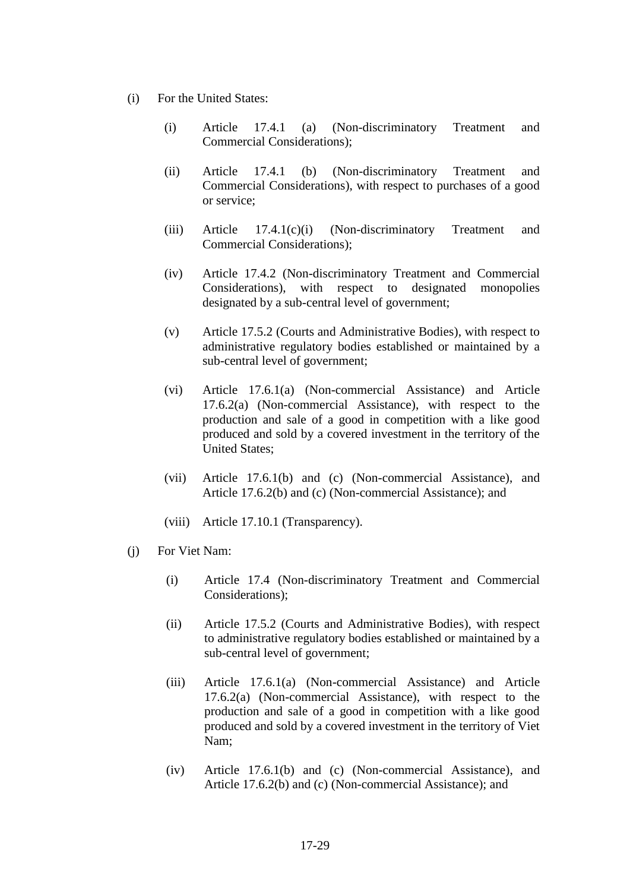(i) For the United States:

  (i) Article 17.4.1 (a) (Non-discriminatory Treatment and Commercial Considerations);

  (ii) Article 17.4.1 (b) (Non-discriminatory Treatment and Commercial Considerations), with respect to purchases of a good or service;

  (iii) Article 17.4.1(c)(i) (Non-discriminatory Treatment and Commercial Considerations);

  (iv) Article 17.4.2 (Non-discriminatory Treatment and Commercial Considerations), with respect to designated monopolies designated by a sub-central level of government;

  (v) Article 17.5.2 (Courts and Administrative Bodies), with respect to administrative regulatory bodies established or maintained by a sub-central level of government;

  (vi) Article 17.6.1(a) (Non-commercial Assistance) and Article 17.6.2(a) (Non-commercial Assistance), with respect to the production and sale of a good in competition with a like good produced and sold by a covered investment in the territory of the United States;

  (vii) Article 17.6.1(b) and (c) (Non-commercial Assistance), and Article 17.6.2(b) and (c) (Non-commercial Assistance); and

  (viii) Article 17.10.1 (Transparency).

(j) For Viet Nam:

  (i) Article 17.4 (Non-discriminatory Treatment and Commercial Considerations);

  (ii) Article 17.5.2 (Courts and Administrative Bodies), with respect to administrative regulatory bodies established or maintained by a sub-central level of government;

  (iii) Article 17.6.1(a) (Non-commercial Assistance) and Article 17.6.2(a) (Non-commercial Assistance), with respect to the production and sale of a good in competition with a like good produced and sold by a covered investment in the territory of Viet Nam;

  (iv) Article 17.6.1(b) and (c) (Non-commercial Assistance), and Article 17.6.2(b) and (c) (Non-commercial Assistance); and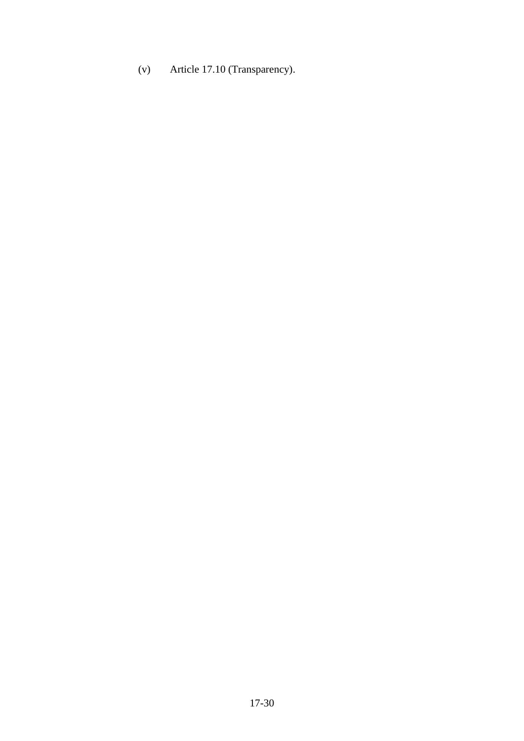(v) Article 17.10 (Transparency).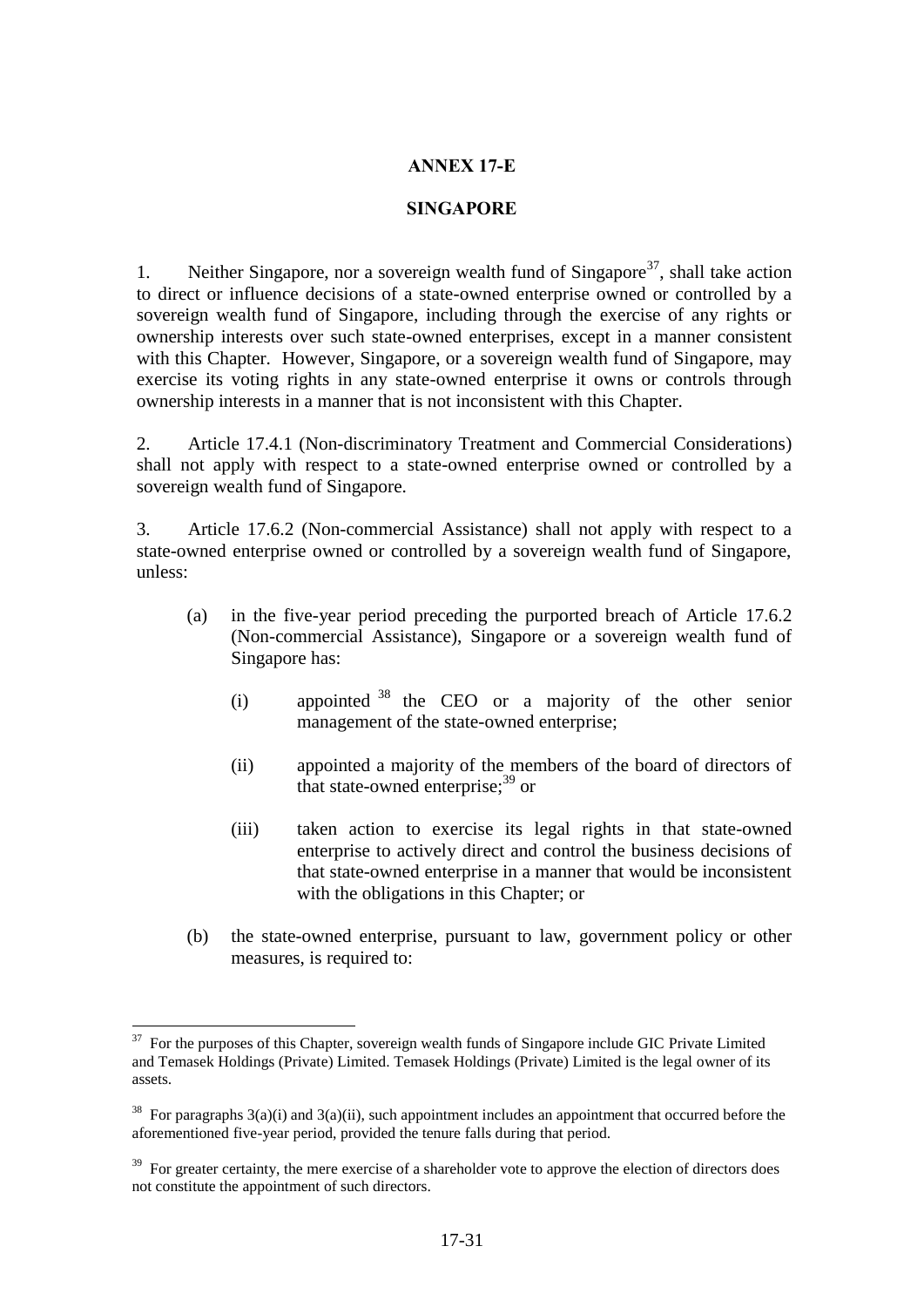# ANNEX 17-E

## SINGAPORE

1. Neither Singapore, nor a sovereign wealth fund of Singapore[37], shall take action to direct or influence decisions of a state-owned enterprise owned or controlled by a sovereign wealth fund of Singapore, including through the exercise of any rights or ownership interests over such state-owned enterprises, except in a manner consistent with this Chapter. However, Singapore, or a sovereign wealth fund of Singapore, may exercise its voting rights in any state-owned enterprise it owns or controls through ownership interests in a manner that is not inconsistent with this Chapter.

2. Article 17.4.1 (Non-discriminatory Treatment and Commercial Considerations) shall not apply with respect to a state-owned enterprise owned or controlled by a sovereign wealth fund of Singapore.

3. Article 17.6.2 (Non-commercial Assistance) shall not apply with respect to a state-owned enterprise owned or controlled by a sovereign wealth fund of Singapore, unless:

   (a) in the five-year period preceding the purported breach of Article 17.6.2 (Non-commercial Assistance), Singapore or a sovereign wealth fund of Singapore has:

      (i) appointed[38] the CEO or a majority of the other senior management of the state-owned enterprise;

      (ii) appointed a majority of the members of the board of directors of that state-owned enterprise;[39] or

      (iii) taken action to exercise its legal rights in that state-owned enterprise to actively direct and control the business decisions of that state-owned enterprise in a manner that would be inconsistent with the obligations in this Chapter; or

   (b) the state-owned enterprise, pursuant to law, government policy or other measures, is required to:

---

[37] For the purposes of this Chapter, sovereign wealth funds of Singapore include GIC Private Limited and Temasek Holdings (Private) Limited. Temasek Holdings (Private) Limited is the legal owner of its assets.

[38] For paragraphs 3(a)(i) and 3(a)(ii), such appointment includes an appointment that occurred before the aforementioned five-year period, provided the tenure falls during that period.

[39] For greater certainty, the mere exercise of a shareholder vote to approve the election of directors does not constitute the appointment of such directors.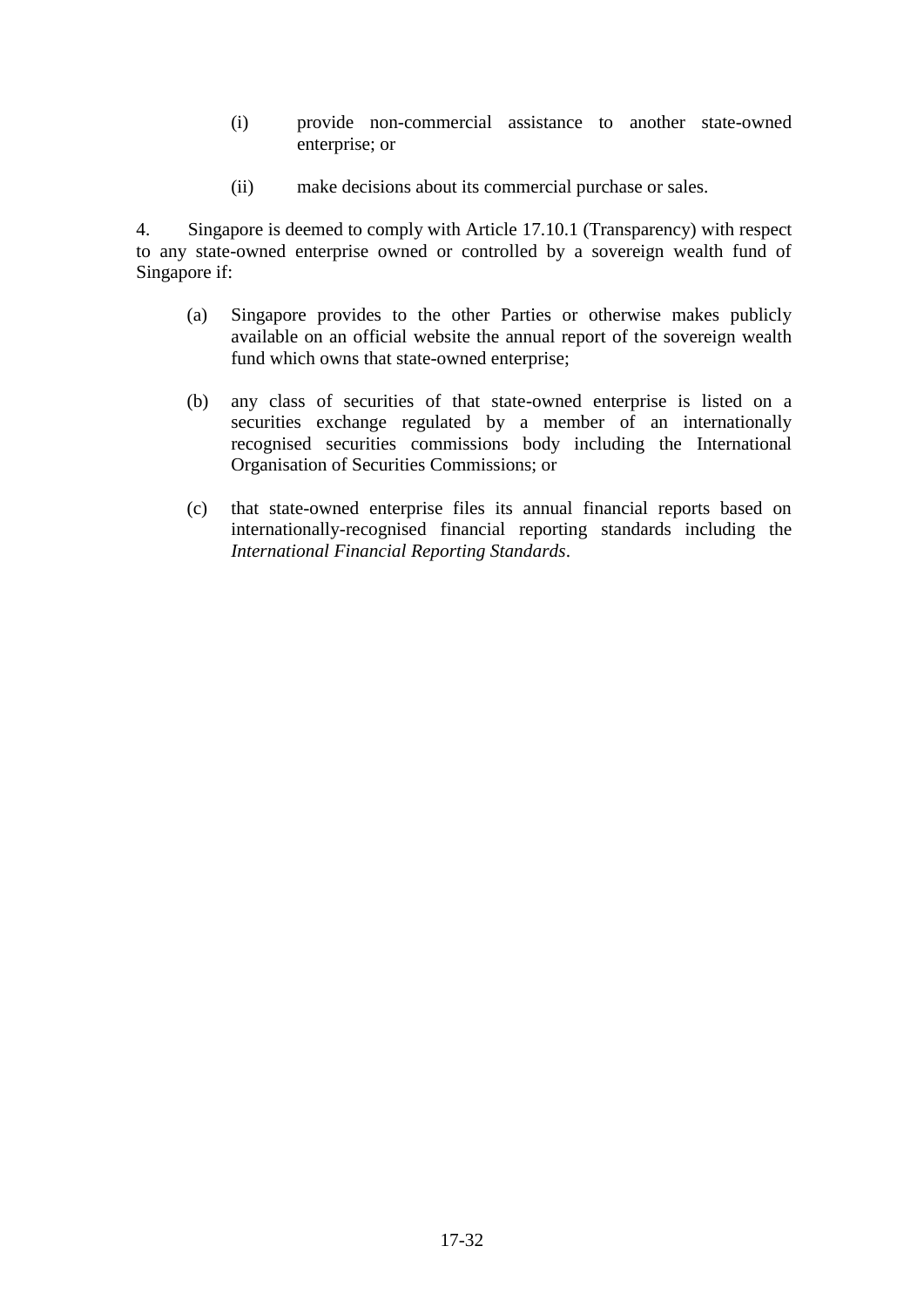(i) provide non-commercial assistance to another state-owned enterprise; or

(ii) make decisions about its commercial purchase or sales.

4. Singapore is deemed to comply with Article 17.10.1 (Transparency) with respect to any state-owned enterprise owned or controlled by a sovereign wealth fund of Singapore if:

(a) Singapore provides to the other Parties or otherwise makes publicly available on an official website the annual report of the sovereign wealth fund which owns that state-owned enterprise;

(b) any class of securities of that state-owned enterprise is listed on a securities exchange regulated by a member of an internationally recognised securities commissions body including the International Organisation of Securities Commissions; or

(c) that state-owned enterprise files its annual financial reports based on internationally-recognised financial reporting standards including the *International Financial Reporting Standards*.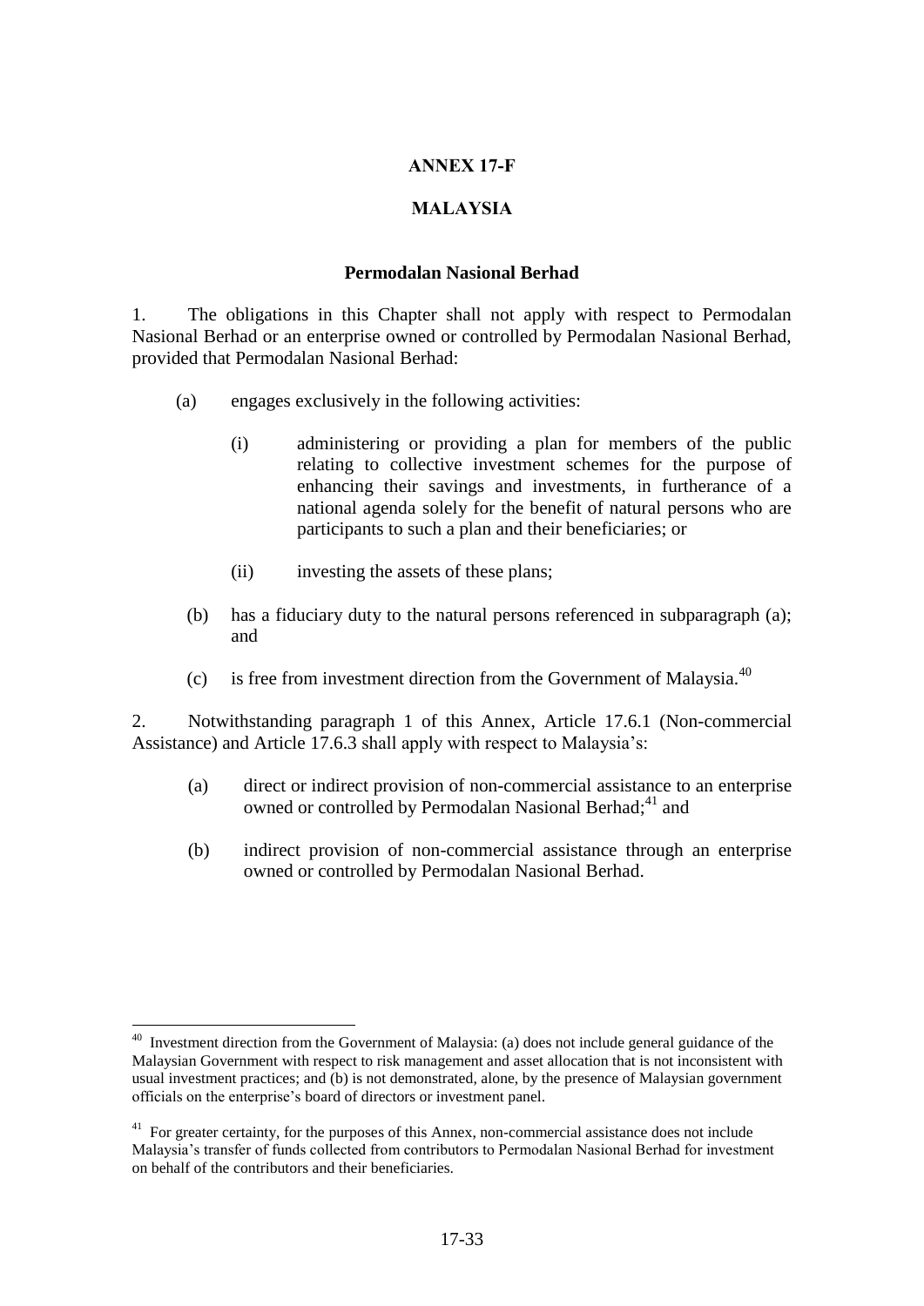## ANNEX 17-F

## MALAYSIA

### Permodalan Nasional Berhad

1. The obligations in this Chapter shall not apply with respect to Permodalan Nasional Berhad or an enterprise owned or controlled by Permodalan Nasional Berhad, provided that Permodalan Nasional Berhad:

   (a) engages exclusively in the following activities:

      (i) administering or providing a plan for members of the public relating to collective investment schemes for the purpose of enhancing their savings and investments, in furtherance of a national agenda solely for the benefit of natural persons who are participants to such a plan and their beneficiaries; or

      (ii) investing the assets of these plans;

   (b) has a fiduciary duty to the natural persons referenced in subparagraph (a); and

   (c) is free from investment direction from the Government of Malaysia.[40]

2. Notwithstanding paragraph 1 of this Annex, Article 17.6.1 (Non-commercial Assistance) and Article 17.6.3 shall apply with respect to Malaysia's:

   (a) direct or indirect provision of non-commercial assistance to an enterprise owned or controlled by Permodalan Nasional Berhad;[41] and

   (b) indirect provision of non-commercial assistance through an enterprise owned or controlled by Permodalan Nasional Berhad.

---

[40] Investment direction from the Government of Malaysia: (a) does not include general guidance of the Malaysian Government with respect to risk management and asset allocation that is not inconsistent with usual investment practices; and (b) is not demonstrated, alone, by the presence of Malaysian government officials on the enterprise's board of directors or investment panel.

[41] For greater certainty, for the purposes of this Annex, non-commercial assistance does not include Malaysia's transfer of funds collected from contributors to Permodalan Nasional Berhad for investment on behalf of the contributors and their beneficiaries.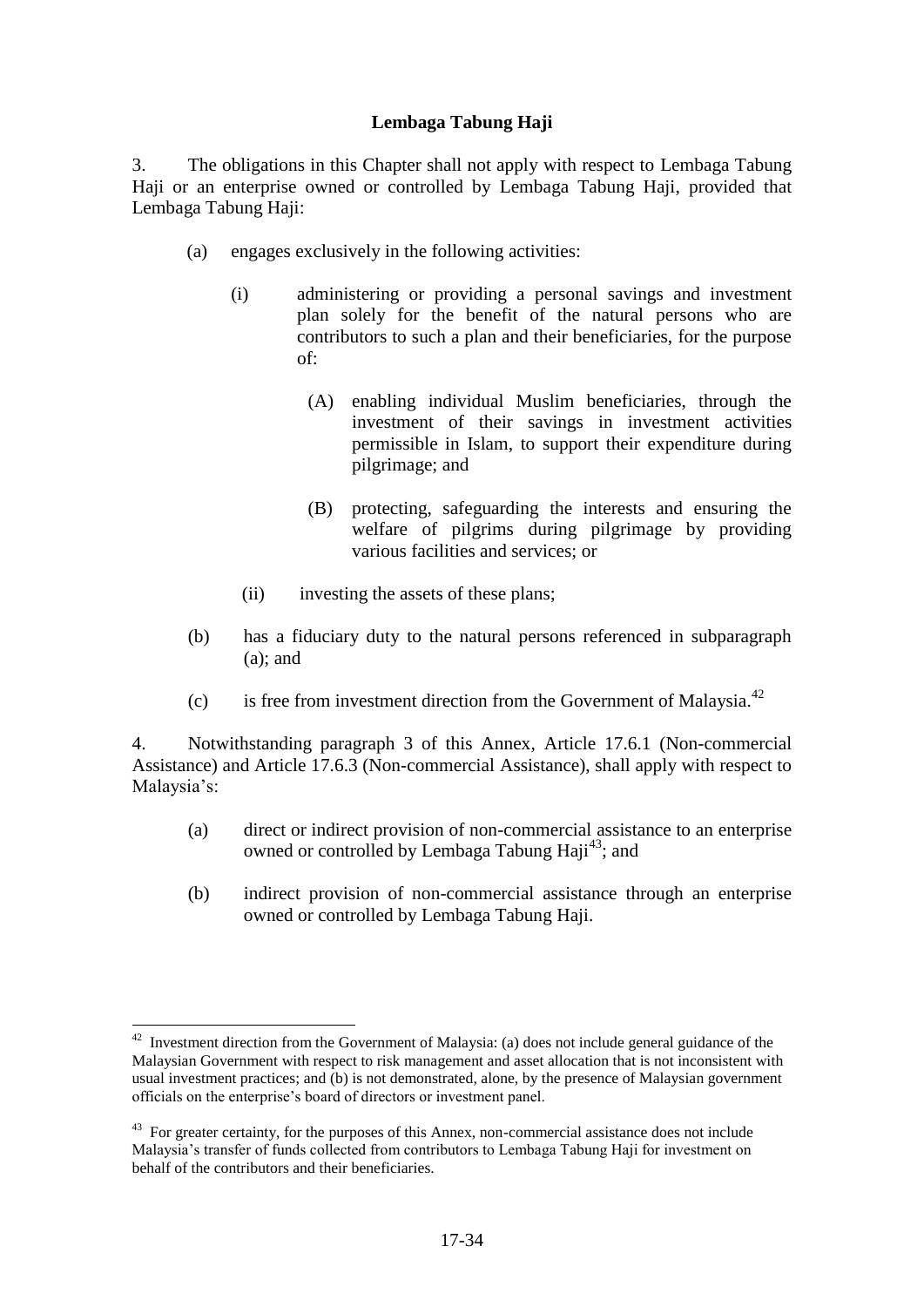**Lembaga Tabung Haji**

3. The obligations in this Chapter shall not apply with respect to Lembaga Tabung Haji or an enterprise owned or controlled by Lembaga Tabung Haji, provided that Lembaga Tabung Haji:

(a) engages exclusively in the following activities:

(i) administering or providing a personal savings and investment plan solely for the benefit of the natural persons who are contributors to such a plan and their beneficiaries, for the purpose of:

(A) enabling individual Muslim beneficiaries, through the investment of their savings in investment activities permissible in Islam, to support their expenditure during pilgrimage; and

(B) protecting, safeguarding the interests and ensuring the welfare of pilgrims during pilgrimage by providing various facilities and services; or

(ii) investing the assets of these plans;

(b) has a fiduciary duty to the natural persons referenced in subparagraph (a); and

(c) is free from investment direction from the Government of Malaysia.[42]

4. Notwithstanding paragraph 3 of this Annex, Article 17.6.1 (Non-commercial Assistance) and Article 17.6.3 (Non-commercial Assistance), shall apply with respect to Malaysia's:

(a) direct or indirect provision of non-commercial assistance to an enterprise owned or controlled by Lembaga Tabung Haji[43]; and

(b) indirect provision of non-commercial assistance through an enterprise owned or controlled by Lembaga Tabung Haji.

---

[42] Investment direction from the Government of Malaysia: (a) does not include general guidance of the Malaysian Government with respect to risk management and asset allocation that is not inconsistent with usual investment practices; and (b) is not demonstrated, alone, by the presence of Malaysian government officials on the enterprise's board of directors or investment panel.

[43] For greater certainty, for the purposes of this Annex, non-commercial assistance does not include Malaysia's transfer of funds collected from contributors to Lembaga Tabung Haji for investment on behalf of the contributors and their beneficiaries.